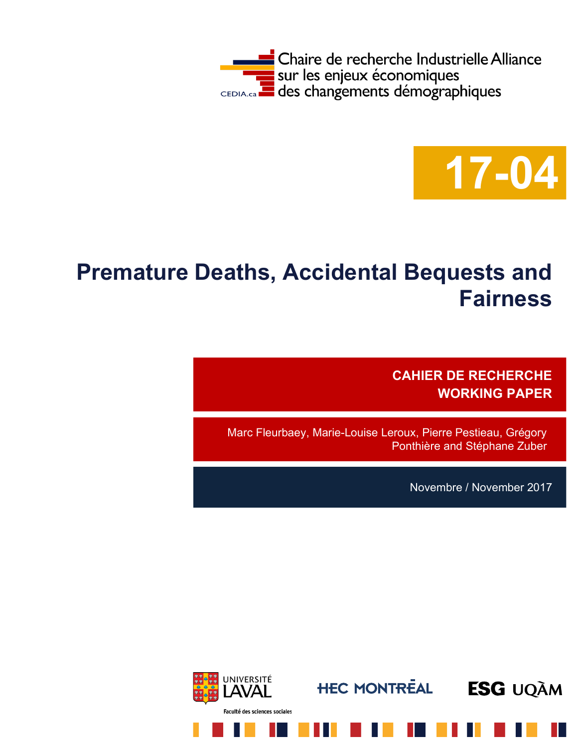Chaire de recherche Industrielle Alliance sur les enjeux économiques des changements démographiques

CEDIA.ca

**17-04**

# Premature Deaths, Accidental Bequests and Fairness

**CAHIER DE RECHERCHE**
**WORKING PAPER**

Marc Fleurbaey, Marie-Louise Leroux, Pierre Pestieau, Grégory Ponthière and Stéphane Zuber

Novembre / November 2017

UNIVERSITÉ LAVAL
Faculté des sciences sociales

HEC MONTRĒAL

ESG UQÀM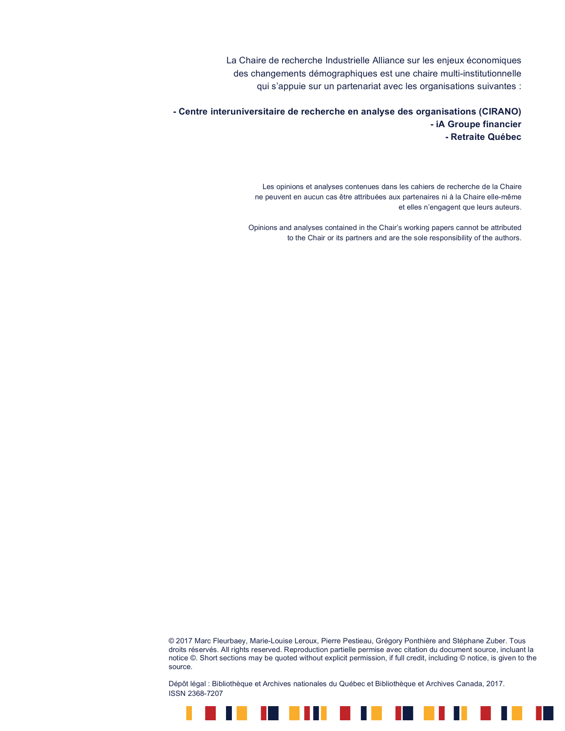La Chaire de recherche Industrielle Alliance sur les enjeux économiques des changements démographiques est une chaire multi-institutionnelle qui s'appuie sur un partenariat avec les organisations suivantes :

**- Centre interuniversitaire de recherche en analyse des organisations (CIRANO)**
**- iA Groupe financier**
**- Retraite Québec**

Les opinions et analyses contenues dans les cahiers de recherche de la Chaire ne peuvent en aucun cas être attribuées aux partenaires ni à la Chaire elle-même et elles n'engagent que leurs auteurs.

Opinions and analyses contained in the Chair's working papers cannot be attributed to the Chair or its partners and are the sole responsibility of the authors.

© 2017 Marc Fleurbaey, Marie-Louise Leroux, Pierre Pestieau, Grégory Ponthière and Stéphane Zuber. Tous droits réservés. All rights reserved. Reproduction partielle permise avec citation du document source, incluant la notice ©. Short sections may be quoted without explicit permission, if full credit, including © notice, is given to the source.

Dépôt légal : Bibliothèque et Archives nationales du Québec et Bibliothèque et Archives Canada, 2017.
ISSN 2368-7207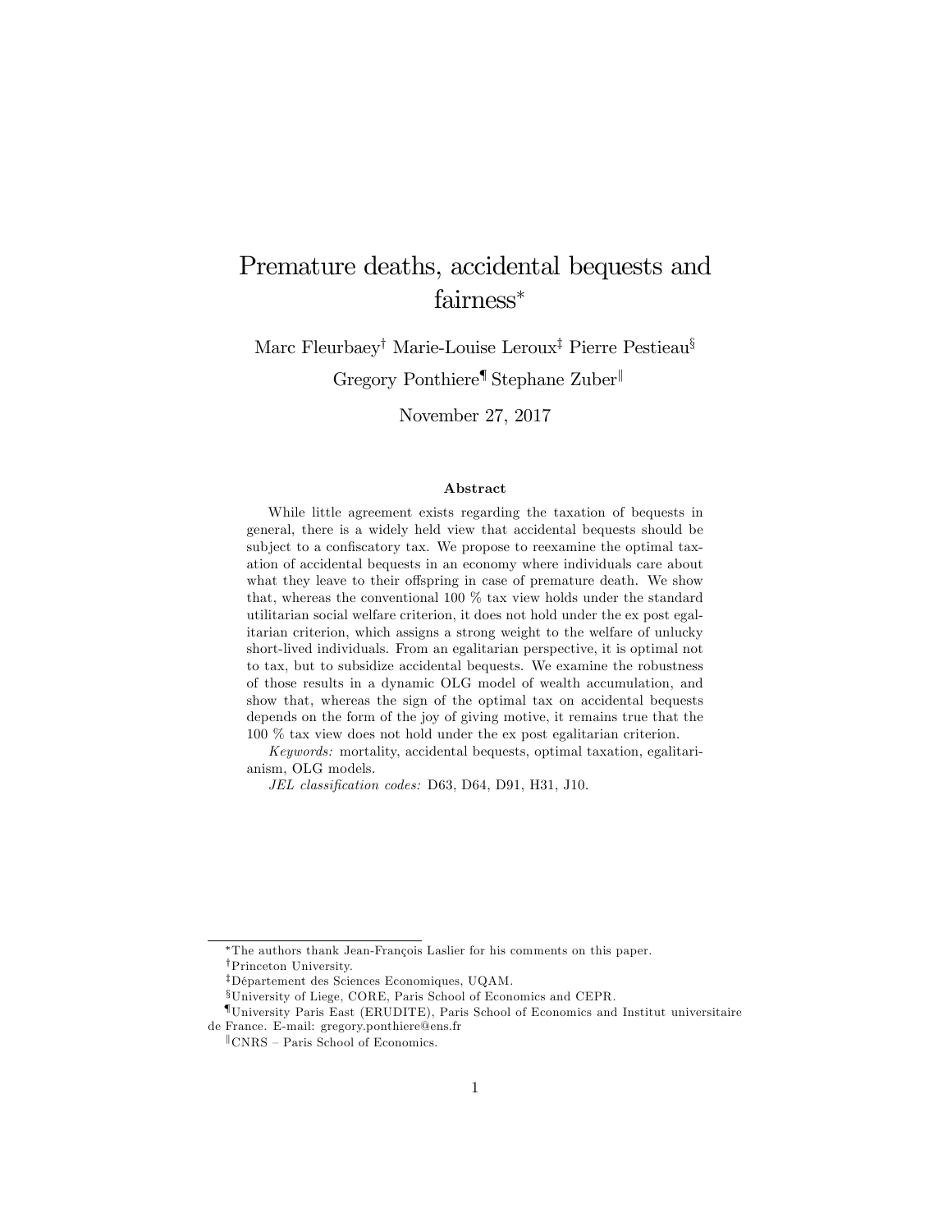# Premature deaths, accidental bequests and fairness*

Marc Fleurbaey[†] Marie-Louise Leroux[‡] Pierre Pestieau[§] Gregory Ponthiere[¶] Stephane Zuber[‖]

November 27, 2017

### Abstract

While little agreement exists regarding the taxation of bequests in general, there is a widely held view that accidental bequests should be subject to a confiscatory tax. We propose to reexamine the optimal taxation of accidental bequests in an economy where individuals care about what they leave to their offspring in case of premature death. We show that, whereas the conventional 100 % tax view holds under the standard utilitarian social welfare criterion, it does not hold under the ex post egalitarian criterion, which assigns a strong weight to the welfare of unlucky short-lived individuals. From an egalitarian perspective, it is optimal not to tax, but to subsidize accidental bequests. We examine the robustness of those results in a dynamic OLG model of wealth accumulation, and show that, whereas the sign of the optimal tax on accidental bequests depends on the form of the joy of giving motive, it remains true that the 100 % tax view does not hold under the ex post egalitarian criterion.

*Keywords:* mortality, accidental bequests, optimal taxation, egalitarianism, OLG models.

*JEL classification codes:* D63, D64, D91, H31, J10.

---

*The authors thank Jean-François Laslier for his comments on this paper.

[†]Princeton University.

[‡]Département des Sciences Economiques, UQAM.

[§]University of Liege, CORE, Paris School of Economics and CEPR.

[¶]University Paris East (ERUDITE), Paris School of Economics and Institut universitaire de France. E-mail: gregory.ponthiere@ens.fr

[‖]CNRS – Paris School of Economics.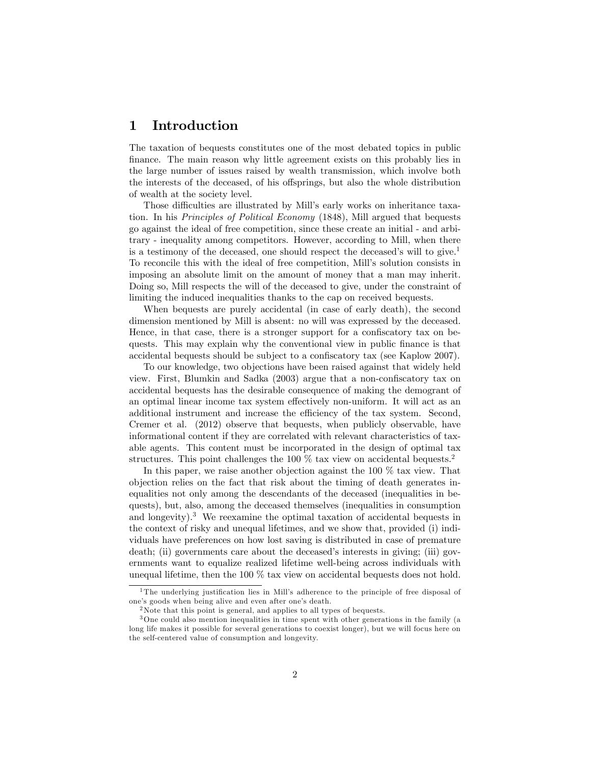# 1 Introduction

The taxation of bequests constitutes one of the most debated topics in public finance. The main reason why little agreement exists on this probably lies in the large number of issues raised by wealth transmission, which involve both the interests of the deceased, of his offsprings, but also the whole distribution of wealth at the society level.

Those difficulties are illustrated by Mill's early works on inheritance taxation. In his *Principles of Political Economy* (1848), Mill argued that bequests go against the ideal of free competition, since these create an initial - and arbitrary - inequality among competitors. However, according to Mill, when there is a testimony of the deceased, one should respect the deceased's will to give.[1] To reconcile this with the ideal of free competition, Mill's solution consists in imposing an absolute limit on the amount of money that a man may inherit. Doing so, Mill respects the will of the deceased to give, under the constraint of limiting the induced inequalities thanks to the cap on received bequests.

When bequests are purely accidental (in case of early death), the second dimension mentioned by Mill is absent: no will was expressed by the deceased. Hence, in that case, there is a stronger support for a confiscatory tax on bequests. This may explain why the conventional view in public finance is that accidental bequests should be subject to a confiscatory tax (see Kaplow 2007).

To our knowledge, two objections have been raised against that widely held view. First, Blumkin and Sadka (2003) argue that a non-confiscatory tax on accidental bequests has the desirable consequence of making the demogrant of an optimal linear income tax system effectively non-uniform. It will act as an additional instrument and increase the efficiency of the tax system. Second, Cremer et al. (2012) observe that bequests, when publicly observable, have informational content if they are correlated with relevant characteristics of taxable agents. This content must be incorporated in the design of optimal tax structures. This point challenges the 100 % tax view on accidental bequests.[2]

In this paper, we raise another objection against the 100 % tax view. That objection relies on the fact that risk about the timing of death generates inequalities not only among the descendants of the deceased (inequalities in bequests), but, also, among the deceased themselves (inequalities in consumption and longevity).[3] We reexamine the optimal taxation of accidental bequests in the context of risky and unequal lifetimes, and we show that, provided (i) individuals have preferences on how lost saving is distributed in case of premature death; (ii) governments care about the deceased's interests in giving; (iii) governments want to equalize realized lifetime well-being across individuals with unequal lifetime, then the 100 % tax view on accidental bequests does not hold.

---

[1] The underlying justification lies in Mill's adherence to the principle of free disposal of one's goods when being alive and even after one's death.

[2] Note that this point is general, and applies to all types of bequests.

[3] One could also mention inequalities in time spent with other generations in the family (a long life makes it possible for several generations to coexist longer), but we will focus here on the self-centered value of consumption and longevity.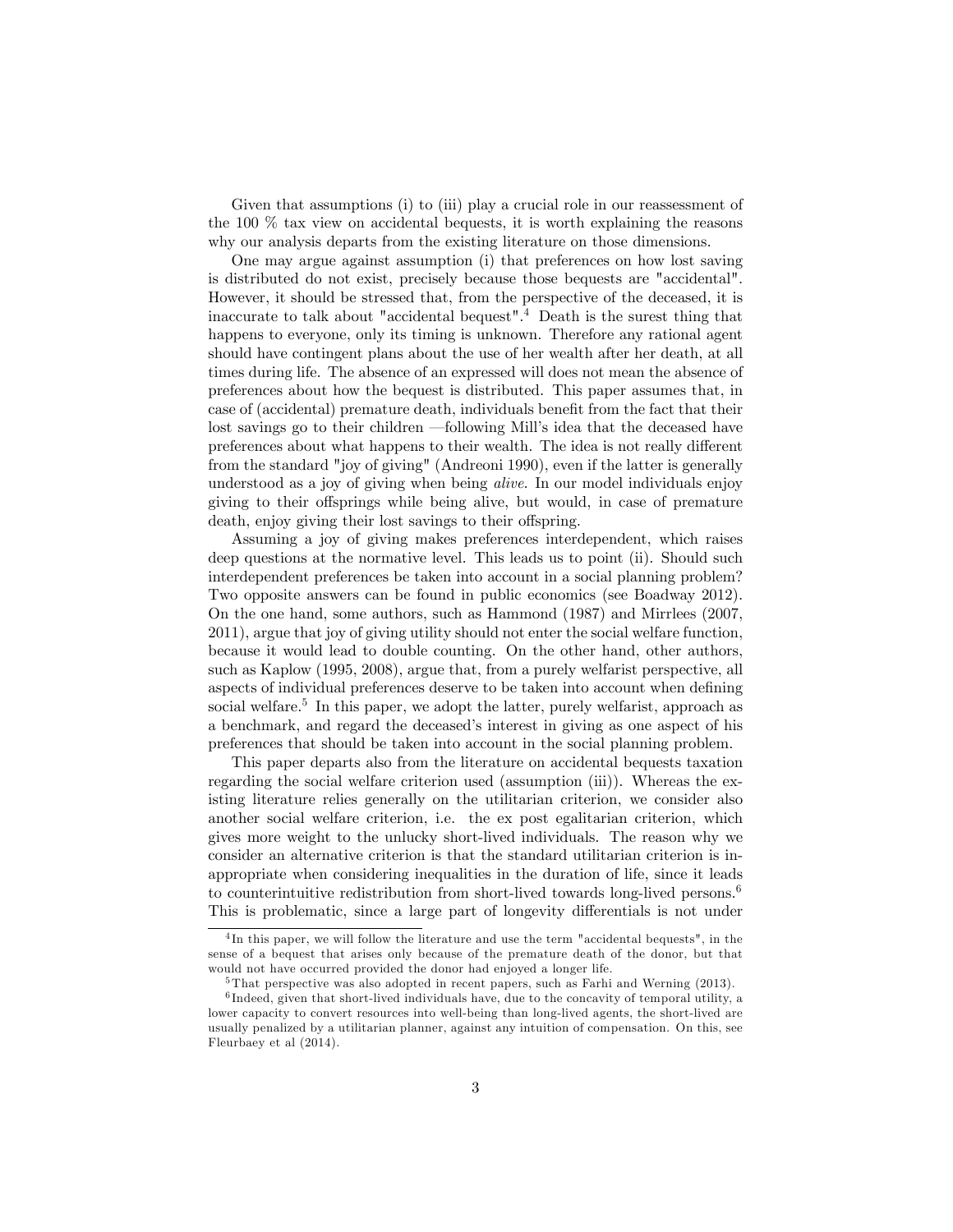Given that assumptions (i) to (iii) play a crucial role in our reassessment of the 100 % tax view on accidental bequests, it is worth explaining the reasons why our analysis departs from the existing literature on those dimensions.

One may argue against assumption (i) that preferences on how lost saving is distributed do not exist, precisely because those bequests are "accidental". However, it should be stressed that, from the perspective of the deceased, it is inaccurate to talk about "accidental bequest".[4] Death is the surest thing that happens to everyone, only its timing is unknown. Therefore any rational agent should have contingent plans about the use of her wealth after her death, at all times during life. The absence of an expressed will does not mean the absence of preferences about how the bequest is distributed. This paper assumes that, in case of (accidental) premature death, individuals benefit from the fact that their lost savings go to their children —following Mill's idea that the deceased have preferences about what happens to their wealth. The idea is not really different from the standard "joy of giving" (Andreoni 1990), even if the latter is generally understood as a joy of giving when being *alive*. In our model individuals enjoy giving to their offsprings while being alive, but would, in case of premature death, enjoy giving their lost savings to their offspring.

Assuming a joy of giving makes preferences interdependent, which raises deep questions at the normative level. This leads us to point (ii). Should such interdependent preferences be taken into account in a social planning problem? Two opposite answers can be found in public economics (see Boadway 2012). On the one hand, some authors, such as Hammond (1987) and Mirrlees (2007, 2011), argue that joy of giving utility should not enter the social welfare function, because it would lead to double counting. On the other hand, other authors, such as Kaplow (1995, 2008), argue that, from a purely welfarist perspective, all aspects of individual preferences deserve to be taken into account when defining social welfare.[5] In this paper, we adopt the latter, purely welfarist, approach as a benchmark, and regard the deceased's interest in giving as one aspect of his preferences that should be taken into account in the social planning problem.

This paper departs also from the literature on accidental bequests taxation regarding the social welfare criterion used (assumption (iii)). Whereas the existing literature relies generally on the utilitarian criterion, we consider also another social welfare criterion, i.e. the ex post egalitarian criterion, which gives more weight to the unlucky short-lived individuals. The reason why we consider an alternative criterion is that the standard utilitarian criterion is inappropriate when considering inequalities in the duration of life, since it leads to counterintuitive redistribution from short-lived towards long-lived persons.[6] This is problematic, since a large part of longevity differentials is not under

---

[4] In this paper, we will follow the literature and use the term "accidental bequests", in the sense of a bequest that arises only because of the premature death of the donor, but that would not have occurred provided the donor had enjoyed a longer life.

[5] That perspective was also adopted in recent papers, such as Farhi and Werning (2013).

[6] Indeed, given that short-lived individuals have, due to the concavity of temporal utility, a lower capacity to convert resources into well-being than long-lived agents, the short-lived are usually penalized by a utilitarian planner, against any intuition of compensation. On this, see Fleurbaey et al (2014).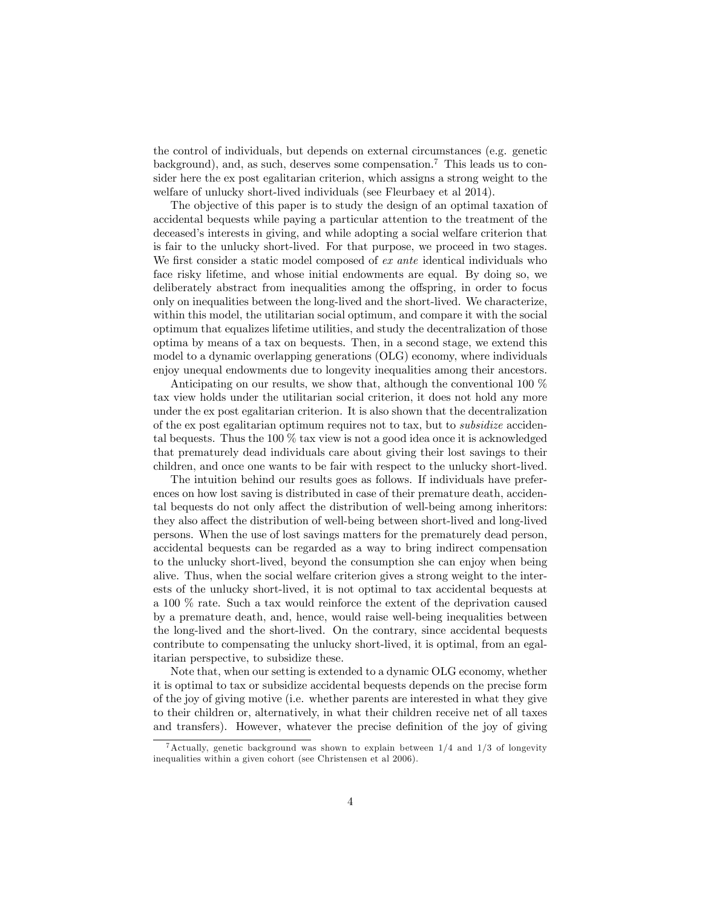the control of individuals, but depends on external circumstances (e.g. genetic background), and, as such, deserves some compensation.[7] This leads us to consider here the ex post egalitarian criterion, which assigns a strong weight to the welfare of unlucky short-lived individuals (see Fleurbaey et al 2014).

The objective of this paper is to study the design of an optimal taxation of accidental bequests while paying a particular attention to the treatment of the deceased's interests in giving, and while adopting a social welfare criterion that is fair to the unlucky short-lived. For that purpose, we proceed in two stages. We first consider a static model composed of *ex ante* identical individuals who face risky lifetime, and whose initial endowments are equal. By doing so, we deliberately abstract from inequalities among the offspring, in order to focus only on inequalities between the long-lived and the short-lived. We characterize, within this model, the utilitarian social optimum, and compare it with the social optimum that equalizes lifetime utilities, and study the decentralization of those optima by means of a tax on bequests. Then, in a second stage, we extend this model to a dynamic overlapping generations (OLG) economy, where individuals enjoy unequal endowments due to longevity inequalities among their ancestors.

Anticipating on our results, we show that, although the conventional 100 % tax view holds under the utilitarian social criterion, it does not hold any more under the ex post egalitarian criterion. It is also shown that the decentralization of the ex post egalitarian optimum requires not to tax, but to *subsidize* accidental bequests. Thus the 100 % tax view is not a good idea once it is acknowledged that prematurely dead individuals care about giving their lost savings to their children, and once one wants to be fair with respect to the unlucky short-lived.

The intuition behind our results goes as follows. If individuals have preferences on how lost saving is distributed in case of their premature death, accidental bequests do not only affect the distribution of well-being among inheritors: they also affect the distribution of well-being between short-lived and long-lived persons. When the use of lost savings matters for the prematurely dead person, accidental bequests can be regarded as a way to bring indirect compensation to the unlucky short-lived, beyond the consumption she can enjoy when being alive. Thus, when the social welfare criterion gives a strong weight to the interests of the unlucky short-lived, it is not optimal to tax accidental bequests at a 100 % rate. Such a tax would reinforce the extent of the deprivation caused by a premature death, and, hence, would raise well-being inequalities between the long-lived and the short-lived. On the contrary, since accidental bequests contribute to compensating the unlucky short-lived, it is optimal, from an egalitarian perspective, to subsidize these.

Note that, when our setting is extended to a dynamic OLG economy, whether it is optimal to tax or subsidize accidental bequests depends on the precise form of the joy of giving motive (i.e. whether parents are interested in what they give to their children or, alternatively, in what their children receive net of all taxes and transfers). However, whatever the precise definition of the joy of giving

[7] Actually, genetic background was shown to explain between 1/4 and 1/3 of longevity inequalities within a given cohort (see Christensen et al 2006).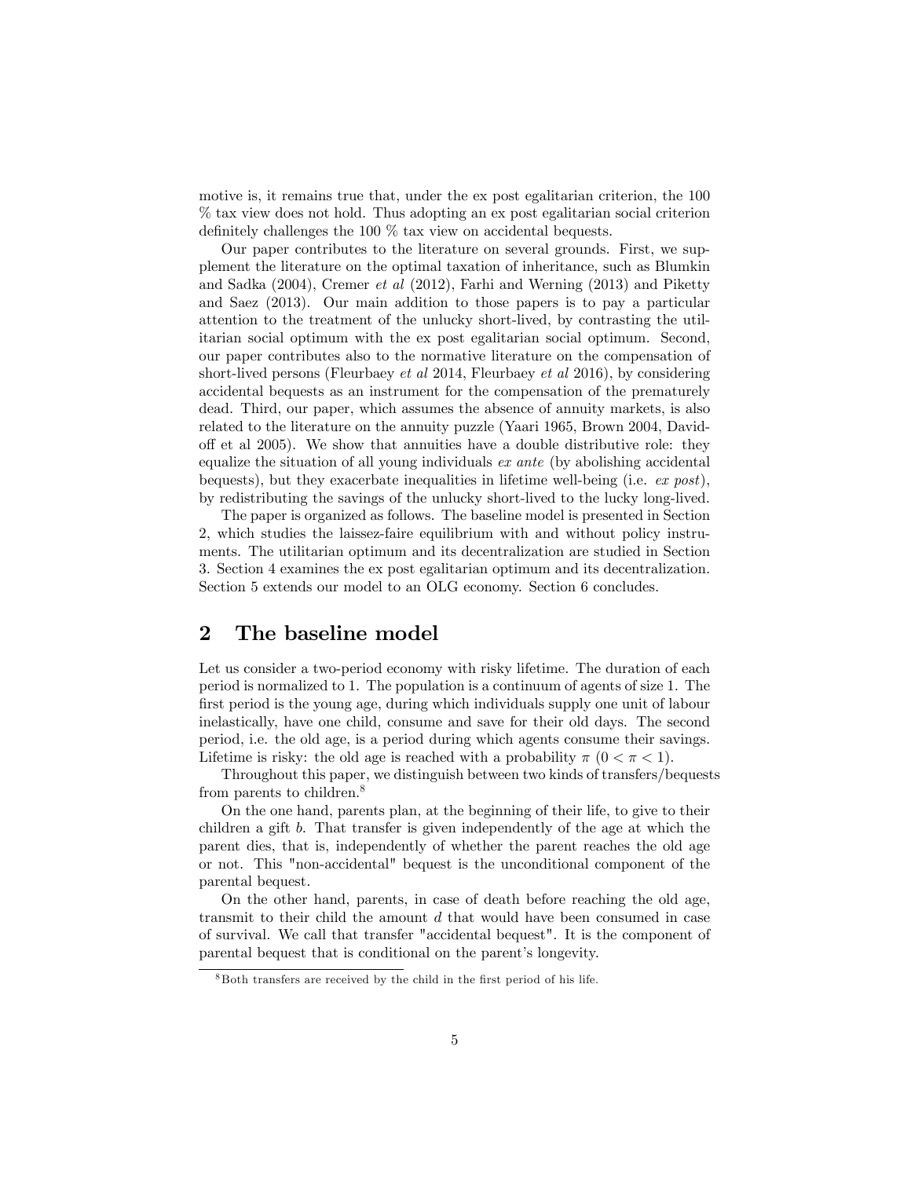motive is, it remains true that, under the ex post egalitarian criterion, the 100 % tax view does not hold. Thus adopting an ex post egalitarian social criterion definitely challenges the 100 % tax view on accidental bequests.

Our paper contributes to the literature on several grounds. First, we supplement the literature on the optimal taxation of inheritance, such as Blumkin and Sadka (2004), Cremer *et al* (2012), Farhi and Werning (2013) and Piketty and Saez (2013). Our main addition to those papers is to pay a particular attention to the treatment of the unlucky short-lived, by contrasting the utilitarian social optimum with the ex post egalitarian social optimum. Second, our paper contributes also to the normative literature on the compensation of short-lived persons (Fleurbaey *et al* 2014, Fleurbaey *et al* 2016), by considering accidental bequests as an instrument for the compensation of the prematurely dead. Third, our paper, which assumes the absence of annuity markets, is also related to the literature on the annuity puzzle (Yaari 1965, Brown 2004, Davidoff et al 2005). We show that annuities have a double distributive role: they equalize the situation of all young individuals *ex ante* (by abolishing accidental bequests), but they exacerbate inequalities in lifetime well-being (i.e. *ex post*), by redistributing the savings of the unlucky short-lived to the lucky long-lived.

The paper is organized as follows. The baseline model is presented in Section 2, which studies the laissez-faire equilibrium with and without policy instruments. The utilitarian optimum and its decentralization are studied in Section 3. Section 4 examines the ex post egalitarian optimum and its decentralization. Section 5 extends our model to an OLG economy. Section 6 concludes.

## 2 The baseline model

Let us consider a two-period economy with risky lifetime. The duration of each period is normalized to 1. The population is a continuum of agents of size 1. The first period is the young age, during which individuals supply one unit of labour inelastically, have one child, consume and save for their old days. The second period, i.e. the old age, is a period during which agents consume their savings. Lifetime is risky: the old age is reached with a probability $\pi$ ($0 < \pi < 1$).

Throughout this paper, we distinguish between two kinds of transfers/bequests from parents to children.[8]

On the one hand, parents plan, at the beginning of their life, to give to their children a gift $b$. That transfer is given independently of the age at which the parent dies, that is, independently of whether the parent reaches the old age or not. This "non-accidental" bequest is the unconditional component of the parental bequest.

On the other hand, parents, in case of death before reaching the old age, transmit to their child the amount $d$ that would have been consumed in case of survival. We call that transfer "accidental bequest". It is the component of parental bequest that is conditional on the parent's longevity.

[8]Both transfers are received by the child in the first period of his life.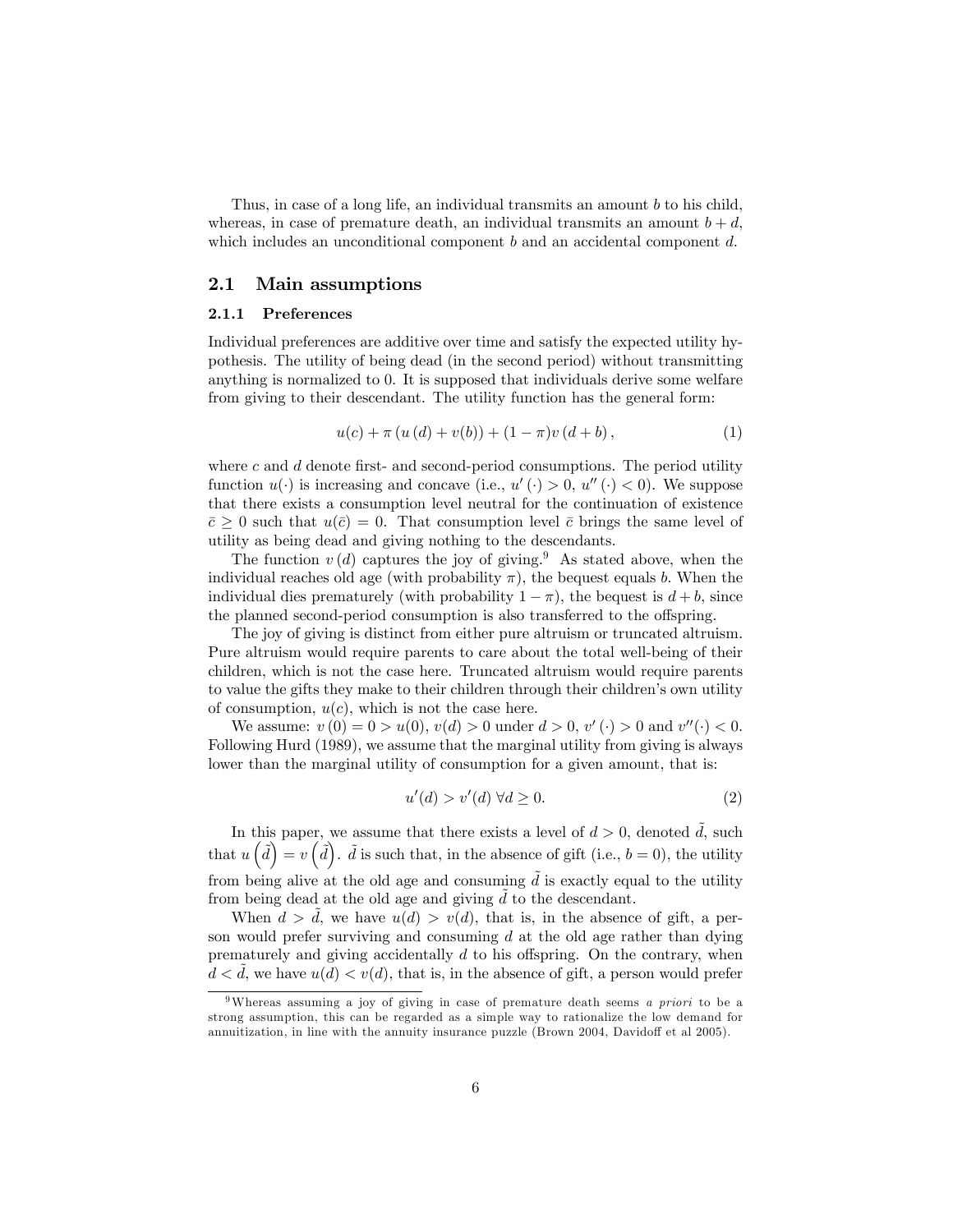Thus, in case of a long life, an individual transmits an amount $b$ to his child, whereas, in case of premature death, an individual transmits an amount $b+d$, which includes an unconditional component $b$ and an accidental component $d$.

## 2.1 Main assumptions

### 2.1.1 Preferences

Individual preferences are additive over time and satisfy the expected utility hypothesis. The utility of being dead (in the second period) without transmitting anything is normalized to 0. It is supposed that individuals derive some welfare from giving to their descendant. The utility function has the general form:

$$u(c) + \pi \left( u\left(d\right) + v(b) \right) + (1-\pi) v\left(d+b\right), \tag{1}$$

where $c$ and $d$ denote first- and second-period consumptions. The period utility function $u(\cdot)$ is increasing and concave (i.e., $u'\left(\cdot\right) > 0$, $u''\left(\cdot\right) < 0$). We suppose that there exists a consumption level neutral for the continuation of existence $\bar{c} \geq 0$ such that $u(\bar{c}) = 0$. That consumption level $\bar{c}$ brings the same level of utility as being dead and giving nothing to the descendants.

The function $v\left(d\right)$ captures the joy of giving.[9] As stated above, when the individual reaches old age (with probability $\pi$), the bequest equals $b$. When the individual dies prematurely (with probability $1-\pi$), the bequest is $d+b$, since the planned second-period consumption is also transferred to the offspring.

The joy of giving is distinct from either pure altruism or truncated altruism. Pure altruism would require parents to care about the total well-being of their children, which is not the case here. Truncated altruism would require parents to value the gifts they make to their children through their children's own utility of consumption, $u(c)$, which is not the case here.

We assume: $v\left(0\right) = 0 > u(0)$, $v(d) > 0$ under $d > 0$, $v'\left(\cdot\right) > 0$ and $v''(\cdot) < 0$. Following Hurd (1989), we assume that the marginal utility from giving is always lower than the marginal utility of consumption for a given amount, that is:

$$u'(d) > v'(d) \; \forall d \geq 0. \tag{2}$$

In this paper, we assume that there exists a level of $d > 0$, denoted $\tilde{d}$, such that $u\left(\tilde{d}\right) = v\left(\tilde{d}\right)$. $\tilde{d}$ is such that, in the absence of gift (i.e., $b = 0$), the utility from being alive at the old age and consuming $\tilde{d}$ is exactly equal to the utility from being dead at the old age and giving $\tilde{d}$ to the descendant.

When $d > \tilde{d}$, we have $u(d) > v(d)$, that is, in the absence of gift, a person would prefer surviving and consuming $d$ at the old age rather than dying prematurely and giving accidentally $d$ to his offspring. On the contrary, when $d < \tilde{d}$, we have $u(d) < v(d)$, that is, in the absence of gift, a person would prefer

[9] Whereas assuming a joy of giving in case of premature death seems *a priori* to be a strong assumption, this can be regarded as a simple way to rationalize the low demand for annuitization, in line with the annuity insurance puzzle (Brown 2004, Davidoff et al 2005).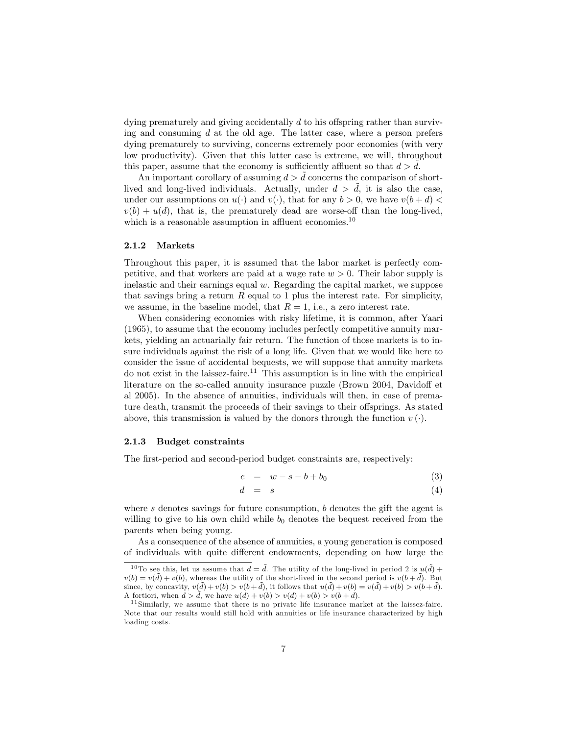dying prematurely and giving accidentally $d$ to his offspring rather than surviving and consuming $d$ at the old age. The latter case, where a person prefers dying prematurely to surviving, concerns extremely poor economies (with very low productivity). Given that this latter case is extreme, we will, throughout this paper, assume that the economy is sufficiently affluent so that $d > \tilde{d}$.

An important corollary of assuming $d > \tilde{d}$ concerns the comparison of short-lived and long-lived individuals. Actually, under $d > \tilde{d}$, it is also the case, under our assumptions on $u(\cdot)$ and $v(\cdot)$, that for any $b > 0$, we have $v(b + d) < v(b) + u(d)$, that is, the prematurely dead are worse-off than the long-lived, which is a reasonable assumption in affluent economies.[10]

### 2.1.2 Markets

Throughout this paper, it is assumed that the labor market is perfectly competitive, and that workers are paid at a wage rate $w > 0$. Their labor supply is inelastic and their earnings equal $w$. Regarding the capital market, we suppose that savings bring a return $R$ equal to 1 plus the interest rate. For simplicity, we assume, in the baseline model, that $R = 1$, i.e., a zero interest rate.

When considering economies with risky lifetime, it is common, after Yaari (1965), to assume that the economy includes perfectly competitive annuity markets, yielding an actuarially fair return. The function of those markets is to insure individuals against the risk of a long life. Given that we would like here to consider the issue of accidental bequests, we will suppose that annuity markets do not exist in the laissez-faire.[11] This assumption is in line with the empirical literature on the so-called annuity insurance puzzle (Brown 2004, Davidoff et al 2005). In the absence of annuities, individuals will then, in case of premature death, transmit the proceeds of their savings to their offsprings. As stated above, this transmission is valued by the donors through the function $v(\cdot)$.

### 2.1.3 Budget constraints

The first-period and second-period budget constraints are, respectively:

$$c = w - s - b + b_0 \tag{3}$$

$$d = s \tag{4}$$

where $s$ denotes savings for future consumption, $b$ denotes the gift the agent is willing to give to his own child while $b_0$ denotes the bequest received from the parents when being young.

As a consequence of the absence of annuities, a young generation is composed of individuals with quite different endowments, depending on how large the

---

[10] To see this, let us assume that $d = \tilde{d}$. The utility of the long-lived in period 2 is $u(\tilde{d}) + v(b) = v(\tilde{d}) + v(b)$, whereas the utility of the short-lived in the second period is $v(b + \tilde{d})$. But since, by concavity, $v(\tilde{d}) + v(b) > v(b + \tilde{d})$, it follows that $u(\tilde{d}) + v(b) = v(\tilde{d}) + v(b) > v(b + \tilde{d})$. A fortiori, when $d > \tilde{d}$, we have $u(d) + v(b) > v(d) + v(b) > v(b + d)$.

[11] Similarly, we assume that there is no private life insurance market at the laissez-faire. Note that our results would still hold with annuities or life insurance characterized by high loading costs.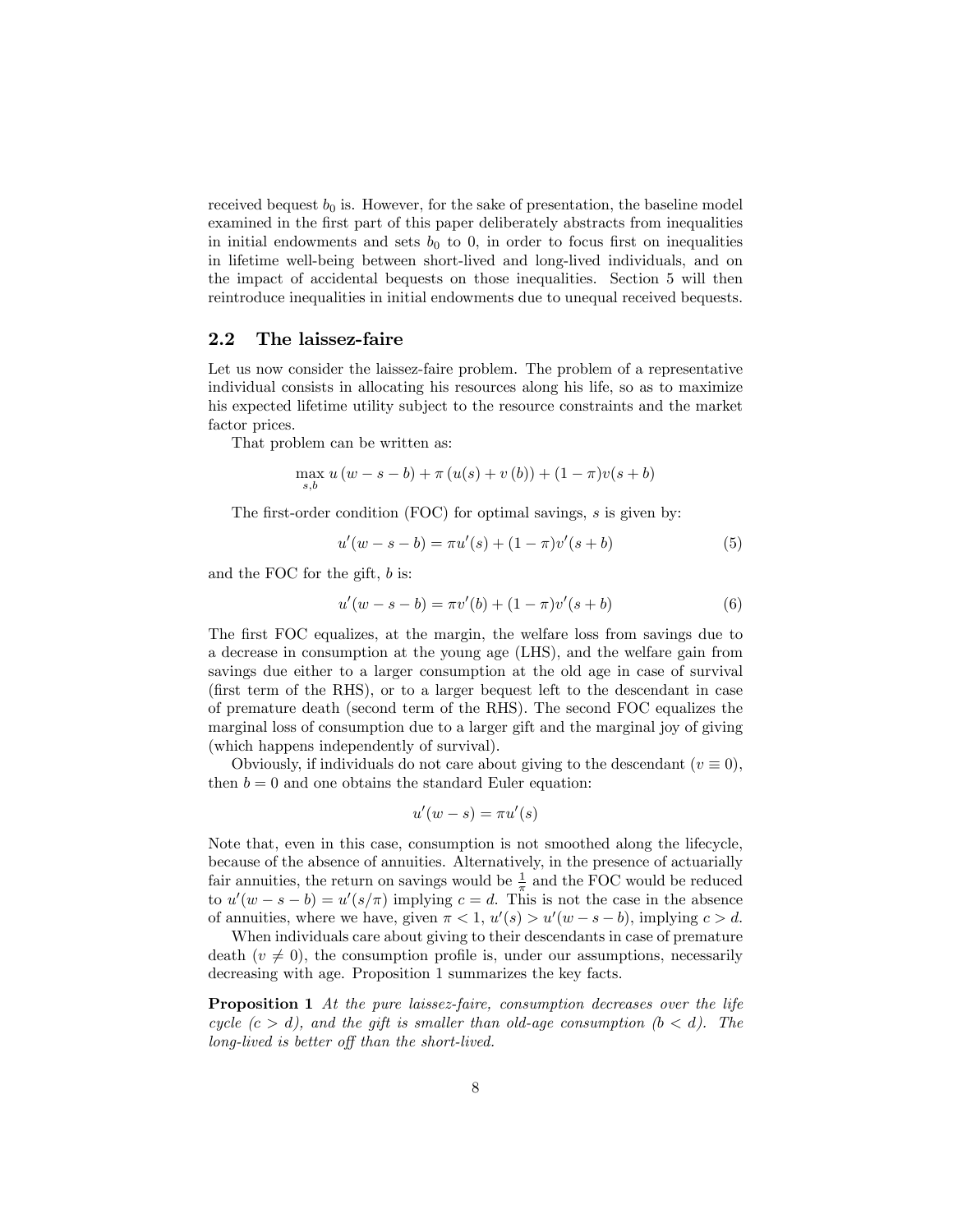received bequest $b_0$ is. However, for the sake of presentation, the baseline model examined in the first part of this paper deliberately abstracts from inequalities in initial endowments and sets $b_0$ to 0, in order to focus first on inequalities in lifetime well-being between short-lived and long-lived individuals, and on the impact of accidental bequests on those inequalities. Section 5 will then reintroduce inequalities in initial endowments due to unequal received bequests.

## 2.2 The laissez-faire

Let us now consider the laissez-faire problem. The problem of a representative individual consists in allocating his resources along his life, so as to maximize his expected lifetime utility subject to the resource constraints and the market factor prices.

That problem can be written as:

$$\max_{s,b} u(w-s-b) + \pi(u(s) + v(b)) + (1-\pi)v(s+b)$$

The first-order condition (FOC) for optimal savings, $s$ is given by:

$$u'(w-s-b) = \pi u'(s) + (1-\pi)v'(s+b) \tag{5}$$

and the FOC for the gift, $b$ is:

$$u'(w-s-b) = \pi v'(b) + (1-\pi)v'(s+b) \tag{6}$$

The first FOC equalizes, at the margin, the welfare loss from savings due to a decrease in consumption at the young age (LHS), and the welfare gain from savings due either to a larger consumption at the old age in case of survival (first term of the RHS), or to a larger bequest left to the descendant in case of premature death (second term of the RHS). The second FOC equalizes the marginal loss of consumption due to a larger gift and the marginal joy of giving (which happens independently of survival).

Obviously, if individuals do not care about giving to the descendant ($v \equiv 0$), then $b = 0$ and one obtains the standard Euler equation:

$$u'(w-s) = \pi u'(s)$$

Note that, even in this case, consumption is not smoothed along the lifecycle, because of the absence of annuities. Alternatively, in the presence of actuarially fair annuities, the return on savings would be $\frac{1}{\pi}$ and the FOC would be reduced to $u'(w-s-b) = u'(s/\pi)$ implying $c = d$. This is not the case in the absence of annuities, where we have, given $\pi < 1$, $u'(s) > u'(w-s-b)$, implying $c > d$.

When individuals care about giving to their descendants in case of premature death ($v \neq 0$), the consumption profile is, under our assumptions, necessarily decreasing with age. Proposition 1 summarizes the key facts.

**Proposition 1** *At the pure laissez-faire, consumption decreases over the life cycle ($c > d$), and the gift is smaller than old-age consumption ($b < d$). The long-lived is better off than the short-lived.*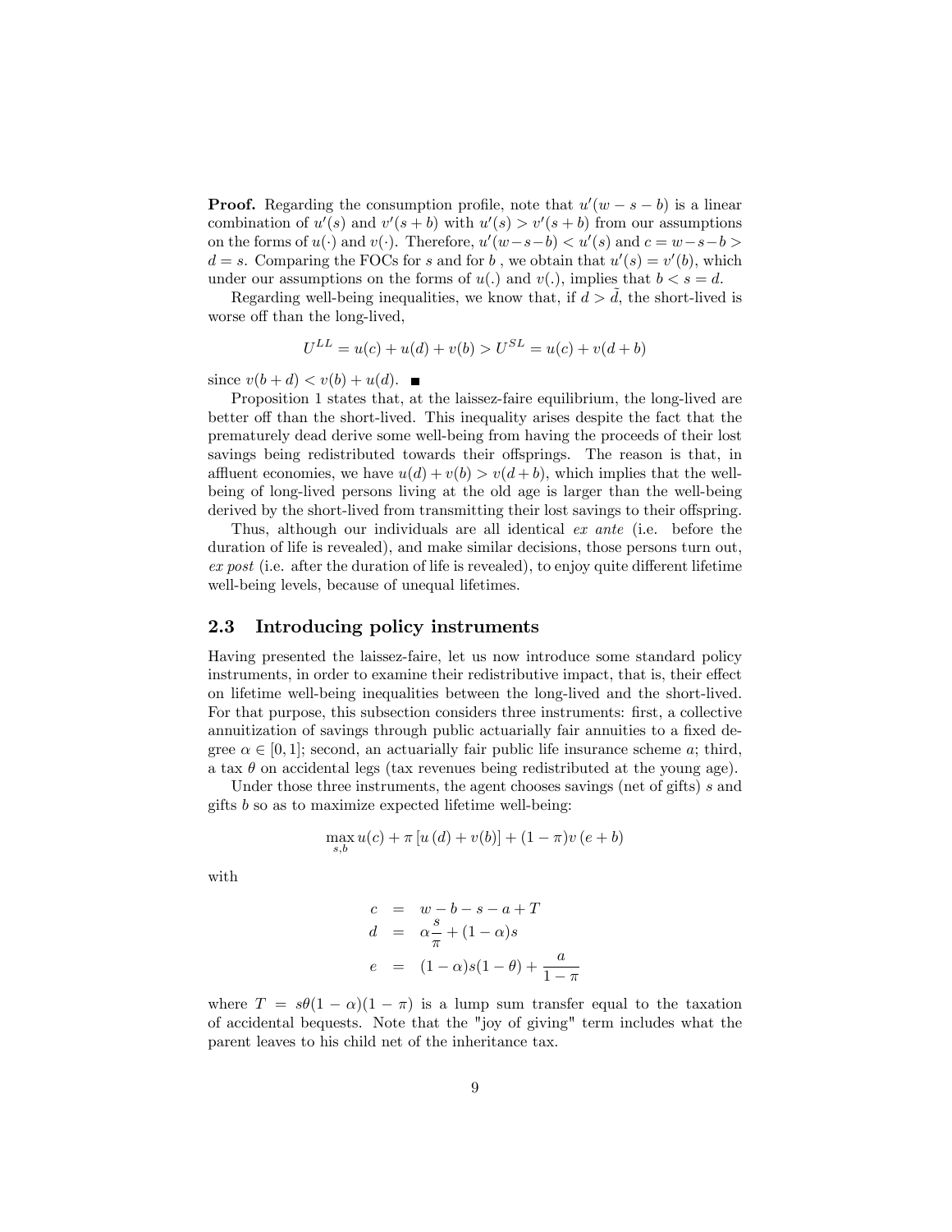**Proof.** Regarding the consumption profile, note that $u'(w-s-b)$ is a linear combination of $u'(s)$ and $v'(s+b)$ with $u'(s) > v'(s+b)$ from our assumptions on the forms of $u(\cdot)$ and $v(\cdot)$. Therefore, $u'(w-s-b) < u'(s)$ and $c = w-s-b > d = s$. Comparing the FOCs for $s$ and for $b$ , we obtain that $u'(s) = v'(b)$, which under our assumptions on the forms of $u(.)$ and $v(.)$, implies that $b < s = d$.

Regarding well-being inequalities, we know that, if $d > \tilde{d}$, the short-lived is worse off than the long-lived,

$$U^{LL} = u(c) + u(d) + v(b) > U^{SL} = u(c) + v(d+b)$$

since $v(b+d) < v(b) + u(d)$. ■

Proposition 1 states that, at the laissez-faire equilibrium, the long-lived are better off than the short-lived. This inequality arises despite the fact that the prematurely dead derive some well-being from having the proceeds of their lost savings being redistributed towards their offsprings. The reason is that, in affluent economies, we have $u(d) + v(b) > v(d+b)$, which implies that the well-being of long-lived persons living at the old age is larger than the well-being derived by the short-lived from transmitting their lost savings to their offspring.

Thus, although our individuals are all identical *ex ante* (i.e. before the duration of life is revealed), and make similar decisions, those persons turn out, *ex post* (i.e. after the duration of life is revealed), to enjoy quite different lifetime well-being levels, because of unequal lifetimes.

## 2.3 Introducing policy instruments

Having presented the laissez-faire, let us now introduce some standard policy instruments, in order to examine their redistributive impact, that is, their effect on lifetime well-being inequalities between the long-lived and the short-lived. For that purpose, this subsection considers three instruments: first, a collective annuitization of savings through public actuarially fair annuities to a fixed degree $\alpha \in [0,1]$; second, an actuarially fair public life insurance scheme $a$; third, a tax $\theta$ on accidental legs (tax revenues being redistributed at the young age).

Under those three instruments, the agent chooses savings (net of gifts) $s$ and gifts $b$ so as to maximize expected lifetime well-being:

$$\max_{s,b} u(c) + \pi \left[ u\left(d\right) + v(b) \right] + (1-\pi) v\left(e+b\right)$$

with

$$\begin{aligned} c &= w - b - s - a + T \\ d &= \alpha \frac{s}{\pi} + (1-\alpha)s \\ e &= (1-\alpha)s(1-\theta) + \frac{a}{1-\pi} \end{aligned}$$

where $T = s\theta(1-\alpha)(1-\pi)$ is a lump sum transfer equal to the taxation of accidental bequests. Note that the "joy of giving" term includes what the parent leaves to his child net of the inheritance tax.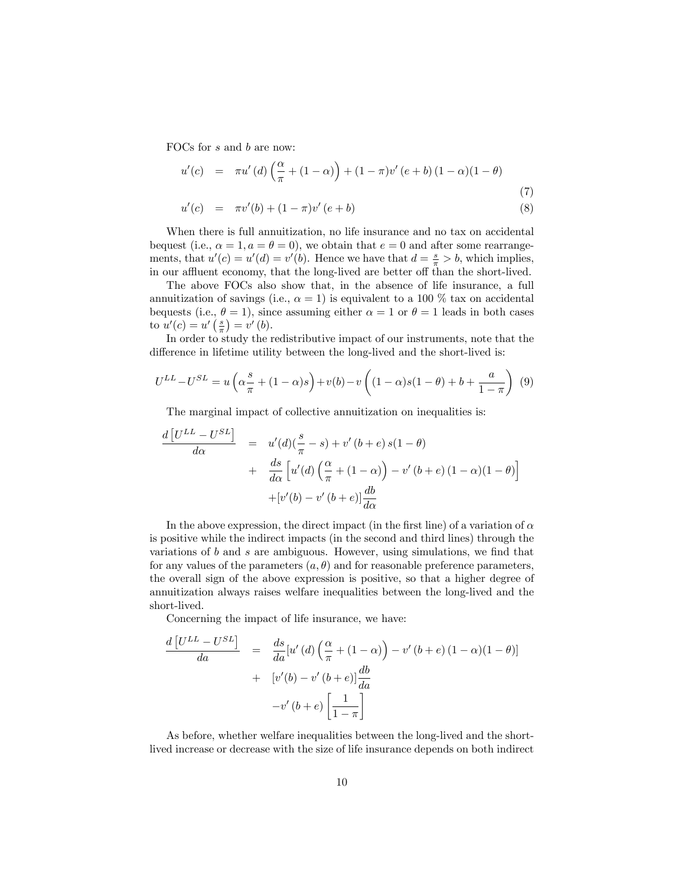FOCs for $s$ and $b$ are now:

$$u'(c) = \pi u'(d)\left(\frac{\alpha}{\pi} + (1-\alpha)\right) + (1-\pi)v'(e+b)(1-\alpha)(1-\theta) \tag{7}$$

$$u'(c) = \pi v'(b) + (1-\pi)v'(e+b) \tag{8}$$

When there is full annuitization, no life insurance and no tax on accidental bequest (i.e., $\alpha = 1, a = \theta = 0$), we obtain that $e = 0$ and after some rearrangements, that $u'(c) = u'(d) = v'(b)$. Hence we have that $d = \frac{s}{\pi} > b$, which implies, in our affluent economy, that the long-lived are better off than the short-lived.

The above FOCs also show that, in the absence of life insurance, a full annuitization of savings (i.e., $\alpha = 1$) is equivalent to a 100 % tax on accidental bequests (i.e., $\theta = 1$), since assuming either $\alpha = 1$ or $\theta = 1$ leads in both cases to $u'(c) = u'\left(\frac{s}{\pi}\right) = v'(b)$.

In order to study the redistributive impact of our instruments, note that the difference in lifetime utility between the long-lived and the short-lived is:

$$U^{LL} - U^{SL} = u\left(\alpha\frac{s}{\pi} + (1-\alpha)s\right) + v(b) - v\left((1-\alpha)s(1-\theta) + b + \frac{a}{1-\pi}\right) \tag{9}$$

The marginal impact of collective annuitization on inequalities is:

$$\begin{aligned}
\frac{d\left[U^{LL} - U^{SL}\right]}{d\alpha} &= u'(d)\left(\frac{s}{\pi} - s\right) + v'(b+e)s(1-\theta) \\
&+ \frac{ds}{d\alpha}\left[u'(d)\left(\frac{\alpha}{\pi} + (1-\alpha)\right) - v'(b+e)(1-\alpha)(1-\theta)\right] \\
&+ [v'(b) - v'(b+e)]\frac{db}{d\alpha}
\end{aligned}$$

In the above expression, the direct impact (in the first line) of a variation of $\alpha$ is positive while the indirect impacts (in the second and third lines) through the variations of $b$ and $s$ are ambiguous. However, using simulations, we find that for any values of the parameters $(a, \theta)$ and for reasonable preference parameters, the overall sign of the above expression is positive, so that a higher degree of annuitization always raises welfare inequalities between the long-lived and the short-lived.

Concerning the impact of life insurance, we have:

$$\begin{aligned}
\frac{d\left[U^{LL} - U^{SL}\right]}{da} &= \frac{ds}{da}\left[u'(d)\left(\frac{\alpha}{\pi} + (1-\alpha)\right) - v'(b+e)(1-\alpha)(1-\theta)\right] \\
&+ [v'(b) - v'(b+e)]\frac{db}{da} \\
&- v'(b+e)\left[\frac{1}{1-\pi}\right]
\end{aligned}$$

As before, whether welfare inequalities between the long-lived and the short-lived increase or decrease with the size of life insurance depends on both indirect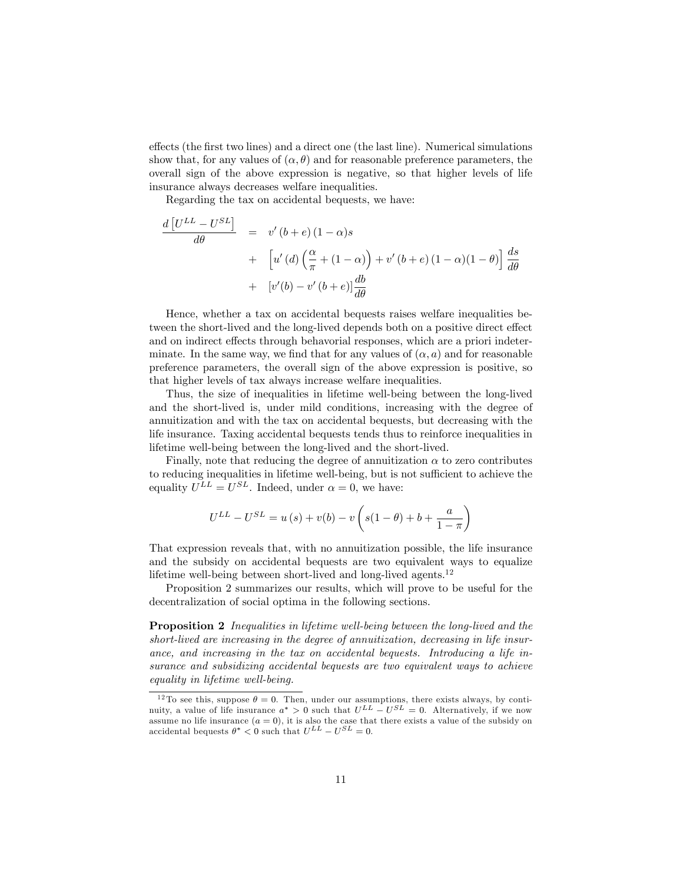effects (the first two lines) and a direct one (the last line). Numerical simulations show that, for any values of $(\alpha, \theta)$ and for reasonable preference parameters, the overall sign of the above expression is negative, so that higher levels of life insurance always decreases welfare inequalities.

Regarding the tax on accidental bequests, we have:

$$
\begin{aligned}
\frac{d\left[U^{LL} - U^{SL}\right]}{d\theta} &= v'\left(b+e\right)(1-\alpha)s \\
&+ \left[u'\left(d\right)\left(\frac{\alpha}{\pi} + (1-\alpha)\right) + v'\left(b+e\right)(1-\alpha)(1-\theta)\right]\frac{ds}{d\theta} \\
&+ \left[v'(b) - v'\left(b+e\right)\right]\frac{db}{d\theta}
\end{aligned}
$$

Hence, whether a tax on accidental bequests raises welfare inequalities between the short-lived and the long-lived depends both on a positive direct effect and on indirect effects through behavioral responses, which are a priori indeterminate. In the same way, we find that for any values of $(\alpha, a)$ and for reasonable preference parameters, the overall sign of the above expression is positive, so that higher levels of tax always increase welfare inequalities.

Thus, the size of inequalities in lifetime well-being between the long-lived and the short-lived is, under mild conditions, increasing with the degree of annuitization and with the tax on accidental bequests, but decreasing with the life insurance. Taxing accidental bequests tends thus to reinforce inequalities in lifetime well-being between the long-lived and the short-lived.

Finally, note that reducing the degree of annuitization $\alpha$ to zero contributes to reducing inequalities in lifetime well-being, but is not sufficient to achieve the equality $U^{LL} = U^{SL}$. Indeed, under $\alpha = 0$, we have:

$$
U^{LL} - U^{SL} = u\left(s\right) + v(b) - v\left(s(1-\theta) + b + \frac{a}{1-\pi}\right)
$$

That expression reveals that, with no annuitization possible, the life insurance and the subsidy on accidental bequests are two equivalent ways to equalize lifetime well-being between short-lived and long-lived agents.[12]

Proposition 2 summarizes our results, which will prove to be useful for the decentralization of social optima in the following sections.

**Proposition 2** *Inequalities in lifetime well-being between the long-lived and the short-lived are increasing in the degree of annuitization, decreasing in life insurance, and increasing in the tax on accidental bequests. Introducing a life insurance and subsidizing accidental bequests are two equivalent ways to achieve equality in lifetime well-being.*

---

[12] To see this, suppose $\theta = 0$. Then, under our assumptions, there exists always, by continuity, a value of life insurance $a^* > 0$ such that $U^{LL} - U^{SL} = 0$. Alternatively, if we now assume no life insurance ($a = 0$), it is also the case that there exists a value of the subsidy on accidental bequests $\theta^* < 0$ such that $U^{LL} - U^{SL} = 0$.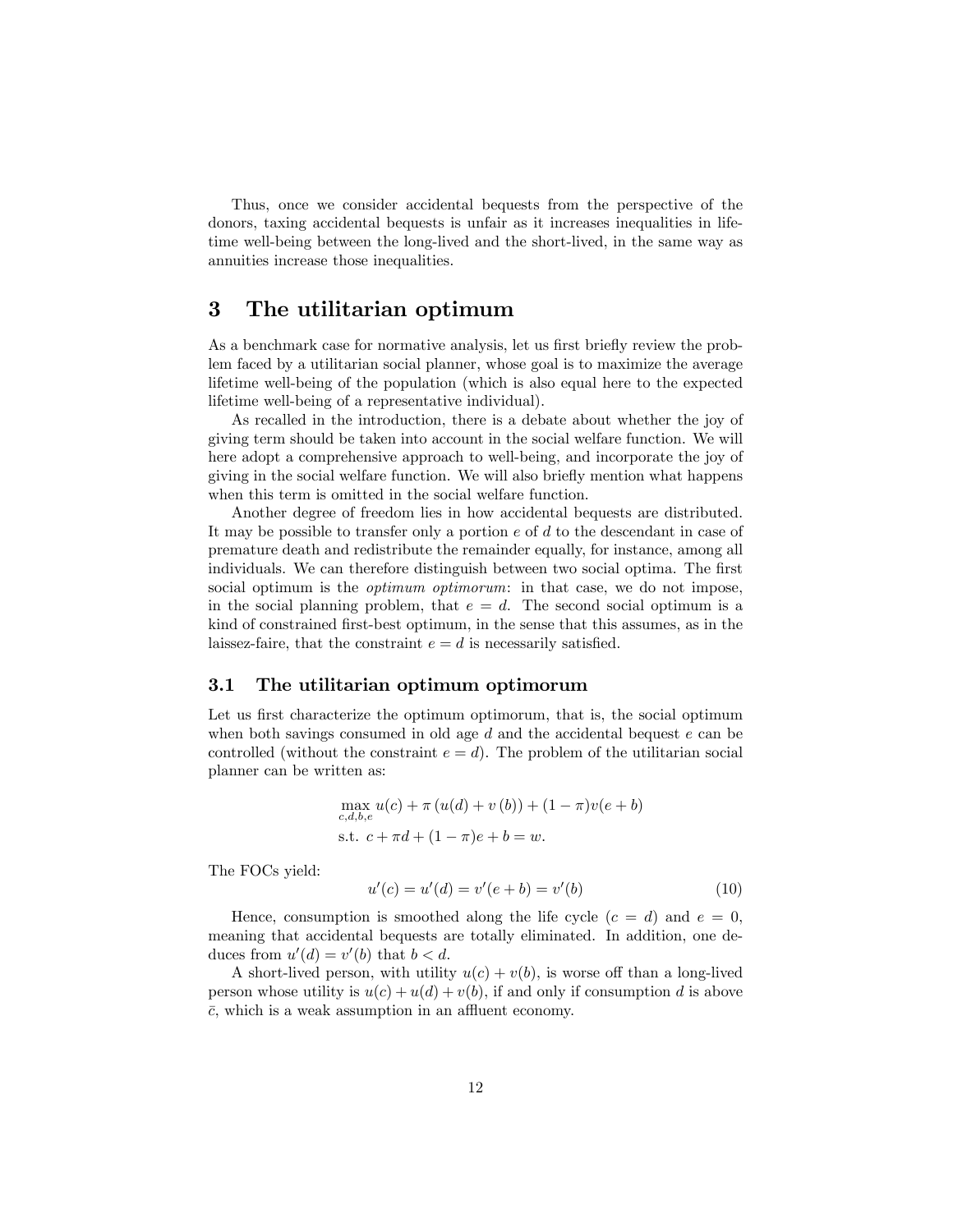Thus, once we consider accidental bequests from the perspective of the donors, taxing accidental bequests is unfair as it increases inequalities in lifetime well-being between the long-lived and the short-lived, in the same way as annuities increase those inequalities.

# 3 The utilitarian optimum

As a benchmark case for normative analysis, let us first briefly review the problem faced by a utilitarian social planner, whose goal is to maximize the average lifetime well-being of the population (which is also equal here to the expected lifetime well-being of a representative individual).

As recalled in the introduction, there is a debate about whether the joy of giving term should be taken into account in the social welfare function. We will here adopt a comprehensive approach to well-being, and incorporate the joy of giving in the social welfare function. We will also briefly mention what happens when this term is omitted in the social welfare function.

Another degree of freedom lies in how accidental bequests are distributed. It may be possible to transfer only a portion $e$ of $d$ to the descendant in case of premature death and redistribute the remainder equally, for instance, among all individuals. We can therefore distinguish between two social optima. The first social optimum is the *optimum optimorum*: in that case, we do not impose, in the social planning problem, that $e = d$. The second social optimum is a kind of constrained first-best optimum, in the sense that this assumes, as in the laissez-faire, that the constraint $e = d$ is necessarily satisfied.

## 3.1 The utilitarian optimum optimorum

Let us first characterize the optimum optimorum, that is, the social optimum when both savings consumed in old age $d$ and the accidental bequest $e$ can be controlled (without the constraint $e = d$). The problem of the utilitarian social planner can be written as:

$$\max_{c,d,b,e} u(c) + \pi \left(u(d) + v\left(b\right)\right) + (1-\pi)v(e+b)$$
$$\text{s.t. } c + \pi d + (1-\pi)e + b = w.$$

The FOCs yield:

$$u'(c) = u'(d) = v'(e+b) = v'(b) \tag{10}$$

Hence, consumption is smoothed along the life cycle ($c = d$) and $e = 0$, meaning that accidental bequests are totally eliminated. In addition, one deduces from $u'(d) = v'(b)$ that $b < d$.

A short-lived person, with utility $u(c) + v(b)$, is worse off than a long-lived person whose utility is $u(c) + u(d) + v(b)$, if and only if consumption $d$ is above $\bar{c}$, which is a weak assumption in an affluent economy.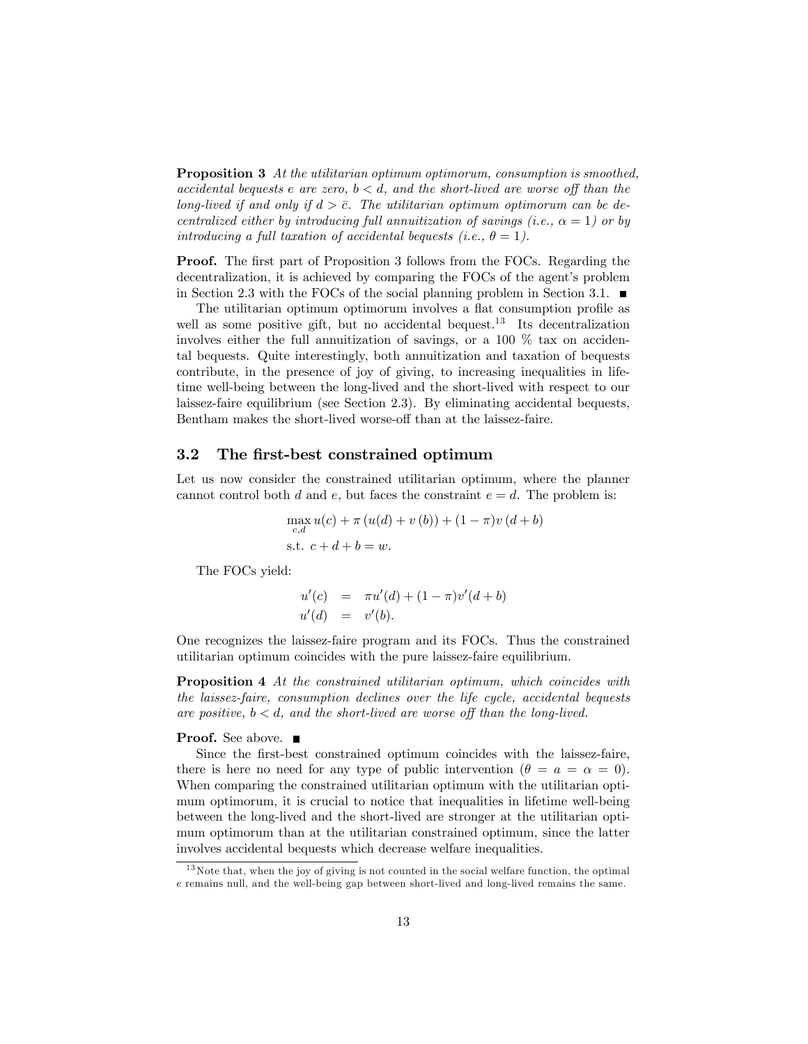**Proposition 3** *At the utilitarian optimum optimorum, consumption is smoothed, accidental bequests $e$ are zero, $b < d$, and the short-lived are worse off than the long-lived if and only if $d > \bar{c}$. The utilitarian optimum optimorum can be decentralized either by introducing full annuitization of savings (i.e., $\alpha = 1$) or by introducing a full taxation of accidental bequests (i.e., $\theta = 1$).*

**Proof.** The first part of Proposition 3 follows from the FOCs. Regarding the decentralization, it is achieved by comparing the FOCs of the agent's problem in Section 2.3 with the FOCs of the social planning problem in Section 3.1. ■

The utilitarian optimum optimorum involves a flat consumption profile as well as some positive gift, but no accidental bequest.[13] Its decentralization involves either the full annuitization of savings, or a 100 % tax on accidental bequests. Quite interestingly, both annuitization and taxation of bequests contribute, in the presence of joy of giving, to increasing inequalities in lifetime well-being between the long-lived and the short-lived with respect to our laissez-faire equilibrium (see Section 2.3). By eliminating accidental bequests, Bentham makes the short-lived worse-off than at the laissez-faire.

### 3.2 The first-best constrained optimum

Let us now consider the constrained utilitarian optimum, where the planner cannot control both $d$ and $e$, but faces the constraint $e = d$. The problem is:

$$\max_{c,d} u(c) + \pi \left(u(d) + v\left(b\right)\right) + (1-\pi)v\left(d+b\right)$$
$$\text{s.t. } c + d + b = w.$$

The FOCs yield:

$$\begin{aligned} u'(c) &= \pi u'(d) + (1-\pi)v'(d+b) \\ u'(d) &= v'(b). \end{aligned}$$

One recognizes the laissez-faire program and its FOCs. Thus the constrained utilitarian optimum coincides with the pure laissez-faire equilibrium.

**Proposition 4** *At the constrained utilitarian optimum, which coincides with the laissez-faire, consumption declines over the life cycle, accidental bequests are positive, $b < d$, and the short-lived are worse off than the long-lived.*

**Proof.** See above. ■

Since the first-best constrained optimum coincides with the laissez-faire, there is here no need for any type of public intervention ($\theta = a = \alpha = 0$). When comparing the constrained utilitarian optimum with the utilitarian optimum optimorum, it is crucial to notice that inequalities in lifetime well-being between the long-lived and the short-lived are stronger at the utilitarian optimum optimorum than at the utilitarian constrained optimum, since the latter involves accidental bequests which decrease welfare inequalities.

[13] Note that, when the joy of giving is not counted in the social welfare function, the optimal $e$ remains null, and the well-being gap between short-lived and long-lived remains the same.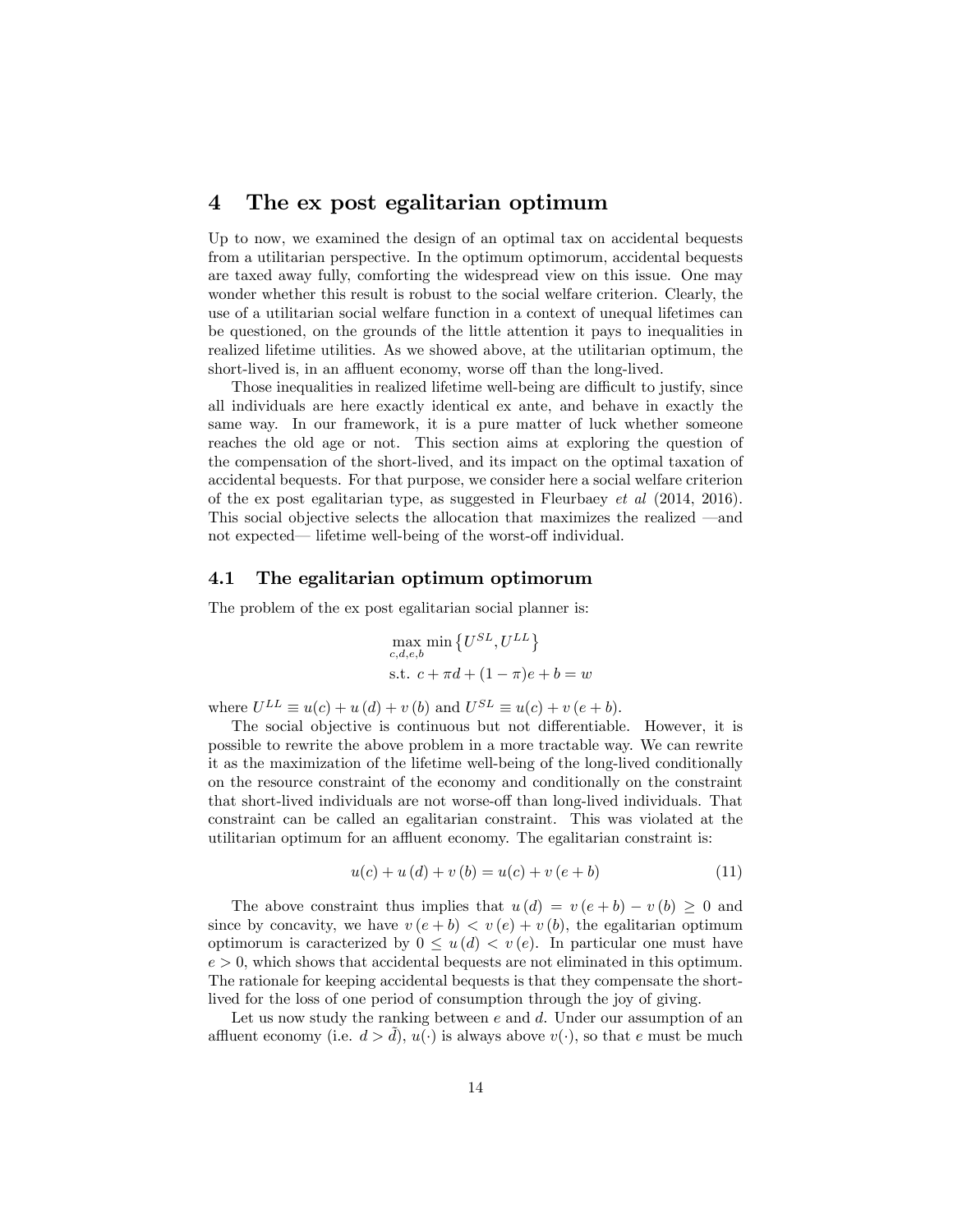# 4 The ex post egalitarian optimum

Up to now, we examined the design of an optimal tax on accidental bequests from a utilitarian perspective. In the optimum optimorum, accidental bequests are taxed away fully, comforting the widespread view on this issue. One may wonder whether this result is robust to the social welfare criterion. Clearly, the use of a utilitarian social welfare function in a context of unequal lifetimes can be questioned, on the grounds of the little attention it pays to inequalities in realized lifetime utilities. As we showed above, at the utilitarian optimum, the short-lived is, in an affluent economy, worse off than the long-lived.

Those inequalities in realized lifetime well-being are difficult to justify, since all individuals are here exactly identical ex ante, and behave in exactly the same way. In our framework, it is a pure matter of luck whether someone reaches the old age or not. This section aims at exploring the question of the compensation of the short-lived, and its impact on the optimal taxation of accidental bequests. For that purpose, we consider here a social welfare criterion of the ex post egalitarian type, as suggested in Fleurbaey *et al* (2014, 2016). This social objective selects the allocation that maximizes the realized —and not expected— lifetime well-being of the worst-off individual.

## 4.1 The egalitarian optimum optimorum

The problem of the ex post egalitarian social planner is:

$$\max_{c,d,e,b} \min\left\{U^{SL}, U^{LL}\right\}$$
$$\text{s.t. } c + \pi d + (1-\pi)e + b = w$$

where $U^{LL} \equiv u(c) + u(d) + v(b)$ and $U^{SL} \equiv u(c) + v(e+b)$.

The social objective is continuous but not differentiable. However, it is possible to rewrite the above problem in a more tractable way. We can rewrite it as the maximization of the lifetime well-being of the long-lived conditionally on the resource constraint of the economy and conditionally on the constraint that short-lived individuals are not worse-off than long-lived individuals. That constraint can be called an egalitarian constraint. This was violated at the utilitarian optimum for an affluent economy. The egalitarian constraint is:

$$u(c) + u(d) + v(b) = u(c) + v(e+b) \tag{11}$$

The above constraint thus implies that $u(d) = v(e+b) - v(b) \geq 0$ and since by concavity, we have $v(e+b) < v(e) + v(b)$, the egalitarian optimum optimorum is caracterized by $0 \leq u(d) < v(e)$. In particular one must have $e > 0$, which shows that accidental bequests are not eliminated in this optimum. The rationale for keeping accidental bequests is that they compensate the short-lived for the loss of one period of consumption through the joy of giving.

Let us now study the ranking between $e$ and $d$. Under our assumption of an affluent economy (i.e. $d > \tilde{d}$), $u(\cdot)$ is always above $v(\cdot)$, so that $e$ must be much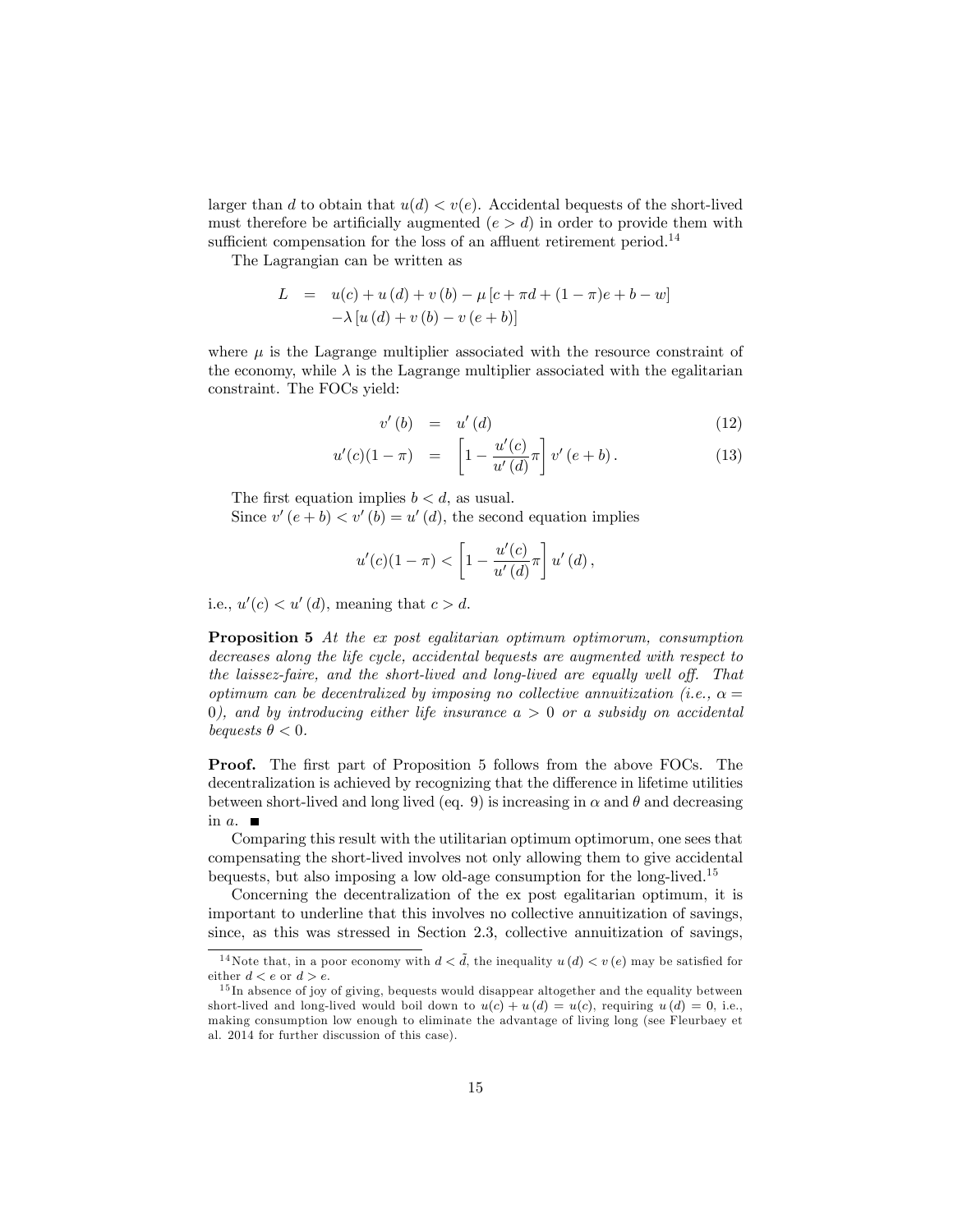larger than $d$ to obtain that $u(d) < v(e)$. Accidental bequests of the short-lived must therefore be artificially augmented ($e > d$) in order to provide them with sufficient compensation for the loss of an affluent retirement period.[14]

The Lagrangian can be written as

$$
\begin{aligned}
L &= u(c) + u(d) + v(b) - \mu\left[c + \pi d + (1-\pi)e + b - w\right] \\
&\quad - \lambda\left[u(d) + v(b) - v(e+b)\right]
\end{aligned}
$$

where $\mu$ is the Lagrange multiplier associated with the resource constraint of the economy, while $\lambda$ is the Lagrange multiplier associated with the egalitarian constraint. The FOCs yield:

$$
v'(b) = u'(d) \tag{12}
$$

$$
u'(c)(1-\pi) = \left[1 - \frac{u'(c)}{u'(d)}\pi\right] v'(e+b). \tag{13}
$$

The first equation implies $b < d$, as usual.

Since $v'(e+b) < v'(b) = u'(d)$, the second equation implies

$$
u'(c)(1-\pi) < \left[1 - \frac{u'(c)}{u'(d)}\pi\right] u'(d),
$$

i.e., $u'(c) < u'(d)$, meaning that $c > d$.

**Proposition 5** *At the ex post egalitarian optimum optimorum, consumption decreases along the life cycle, accidental bequests are augmented with respect to the laissez-faire, and the short-lived and long-lived are equally well off. That optimum can be decentralized by imposing no collective annuitization (i.e., $\alpha = 0$), and by introducing either life insurance $a > 0$ or a subsidy on accidental bequests $\theta < 0$.*

**Proof.** The first part of Proposition 5 follows from the above FOCs. The decentralization is achieved by recognizing that the difference in lifetime utilities between short-lived and long lived (eq. 9) is increasing in $\alpha$ and $\theta$ and decreasing in $a$. ■

Comparing this result with the utilitarian optimum optimorum, one sees that compensating the short-lived involves not only allowing them to give accidental bequests, but also imposing a low old-age consumption for the long-lived.[15]

Concerning the decentralization of the ex post egalitarian optimum, it is important to underline that this involves no collective annuitization of savings, since, as this was stressed in Section 2.3, collective annuitization of savings,

---

[14] Note that, in a poor economy with $d < \tilde{d}$, the inequality $u(d) < v(e)$ may be satisfied for either $d < e$ or $d > e$.

[15] In absence of joy of giving, bequests would disappear altogether and the equality between short-lived and long-lived would boil down to $u(c) + u(d) = u(c)$, requiring $u(d) = 0$, i.e., making consumption low enough to eliminate the advantage of living long (see Fleurbaey et al. 2014 for further discussion of this case).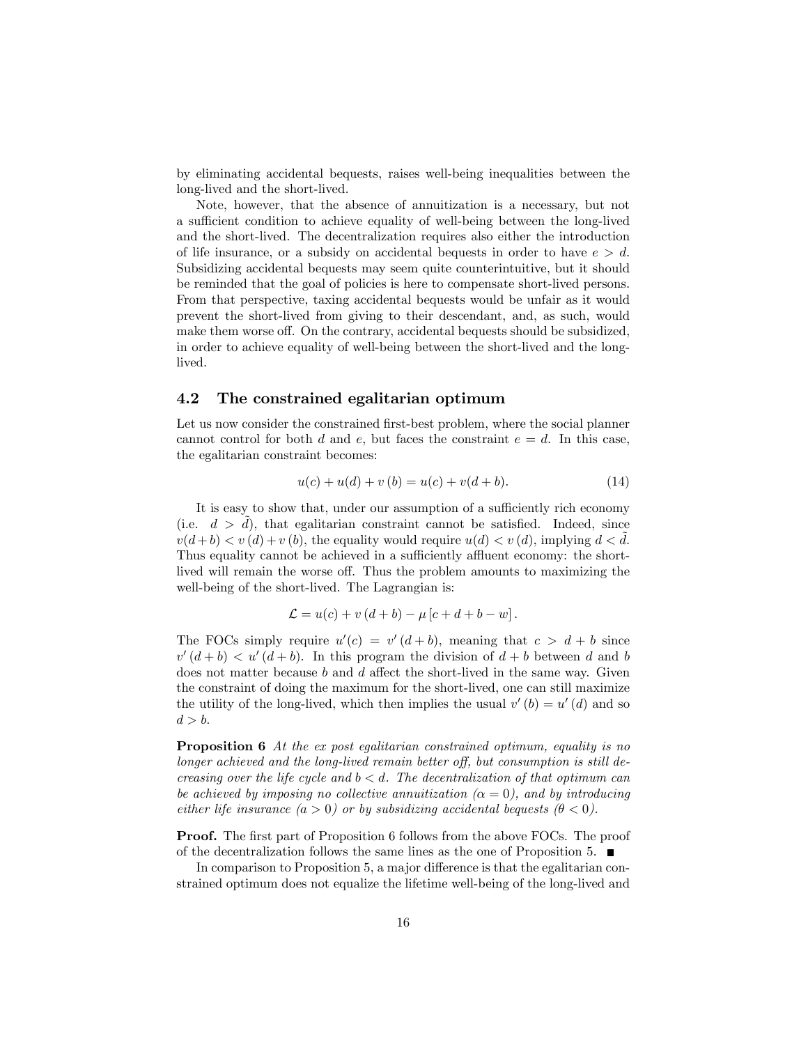by eliminating accidental bequests, raises well-being inequalities between the long-lived and the short-lived.

Note, however, that the absence of annuitization is a necessary, but not a sufficient condition to achieve equality of well-being between the long-lived and the short-lived. The decentralization requires also either the introduction of life insurance, or a subsidy on accidental bequests in order to have $e > d$. Subsidizing accidental bequests may seem quite counterintuitive, but it should be reminded that the goal of policies is here to compensate short-lived persons. From that perspective, taxing accidental bequests would be unfair as it would prevent the short-lived from giving to their descendant, and, as such, would make them worse off. On the contrary, accidental bequests should be subsidized, in order to achieve equality of well-being between the short-lived and the long-lived.

## 4.2 The constrained egalitarian optimum

Let us now consider the constrained first-best problem, where the social planner cannot control for both $d$ and $e$, but faces the constraint $e = d$. In this case, the egalitarian constraint becomes:

$$u(c) + u(d) + v(b) = u(c) + v(d + b). \tag{14}$$

It is easy to show that, under our assumption of a sufficiently rich economy (i.e. $d > \tilde{d}$), that egalitarian constraint cannot be satisfied. Indeed, since $v(d+b) < v(d) + v(b)$, the equality would require $u(d) < v(d)$, implying $d < \tilde{d}$. Thus equality cannot be achieved in a sufficiently affluent economy: the short-lived will remain the worse off. Thus the problem amounts to maximizing the well-being of the short-lived. The Lagrangian is:

$$\mathcal{L} = u(c) + v(d + b) - \mu [c + d + b - w].$$

The FOCs simply require $u'(c) = v'(d + b)$, meaning that $c > d + b$ since $v'(d + b) < u'(d + b)$. In this program the division of $d + b$ between $d$ and $b$ does not matter because $b$ and $d$ affect the short-lived in the same way. Given the constraint of doing the maximum for the short-lived, one can still maximize the utility of the long-lived, which then implies the usual $v'(b) = u'(d)$ and so $d > b$.

**Proposition 6** *At the ex post egalitarian constrained optimum, equality is no longer achieved and the long-lived remain better off, but consumption is still decreasing over the life cycle and $b < d$. The decentralization of that optimum can be achieved by imposing no collective annuitization ($\alpha = 0$), and by introducing either life insurance ($a > 0$) or by subsidizing accidental bequests ($\theta < 0$).*

**Proof.** The first part of Proposition 6 follows from the above FOCs. The proof of the decentralization follows the same lines as the one of Proposition 5. ∎

In comparison to Proposition 5, a major difference is that the egalitarian constrained optimum does not equalize the lifetime well-being of the long-lived and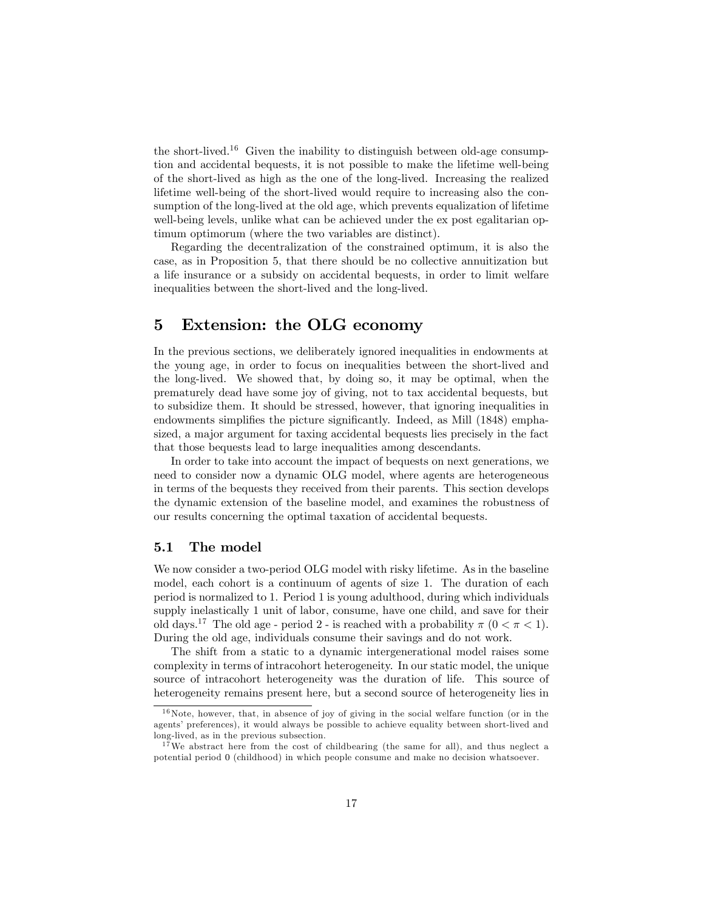the short-lived.[16] Given the inability to distinguish between old-age consumption and accidental bequests, it is not possible to make the lifetime well-being of the short-lived as high as the one of the long-lived. Increasing the realized lifetime well-being of the short-lived would require to increasing also the consumption of the long-lived at the old age, which prevents equalization of lifetime well-being levels, unlike what can be achieved under the ex post egalitarian optimum optimorum (where the two variables are distinct).

Regarding the decentralization of the constrained optimum, it is also the case, as in Proposition 5, that there should be no collective annuitization but a life insurance or a subsidy on accidental bequests, in order to limit welfare inequalities between the short-lived and the long-lived.

# 5 Extension: the OLG economy

In the previous sections, we deliberately ignored inequalities in endowments at the young age, in order to focus on inequalities between the short-lived and the long-lived. We showed that, by doing so, it may be optimal, when the prematurely dead have some joy of giving, not to tax accidental bequests, but to subsidize them. It should be stressed, however, that ignoring inequalities in endowments simplifies the picture significantly. Indeed, as Mill (1848) emphasized, a major argument for taxing accidental bequests lies precisely in the fact that those bequests lead to large inequalities among descendants.

In order to take into account the impact of bequests on next generations, we need to consider now a dynamic OLG model, where agents are heterogeneous in terms of the bequests they received from their parents. This section develops the dynamic extension of the baseline model, and examines the robustness of our results concerning the optimal taxation of accidental bequests.

## 5.1 The model

We now consider a two-period OLG model with risky lifetime. As in the baseline model, each cohort is a continuum of agents of size 1. The duration of each period is normalized to 1. Period 1 is young adulthood, during which individuals supply inelastically 1 unit of labor, consume, have one child, and save for their old days.[17] The old age - period 2 - is reached with a probability $\pi$ $(0 < \pi < 1)$. During the old age, individuals consume their savings and do not work.

The shift from a static to a dynamic intergenerational model raises some complexity in terms of intracohort heterogeneity. In our static model, the unique source of intracohort heterogeneity was the duration of life. This source of heterogeneity remains present here, but a second source of heterogeneity lies in

[16] Note, however, that, in absence of joy of giving in the social welfare function (or in the agents' preferences), it would always be possible to achieve equality between short-lived and long-lived, as in the previous subsection.

[17] We abstract here from the cost of childbearing (the same for all), and thus neglect a potential period 0 (childhood) in which people consume and make no decision whatsoever.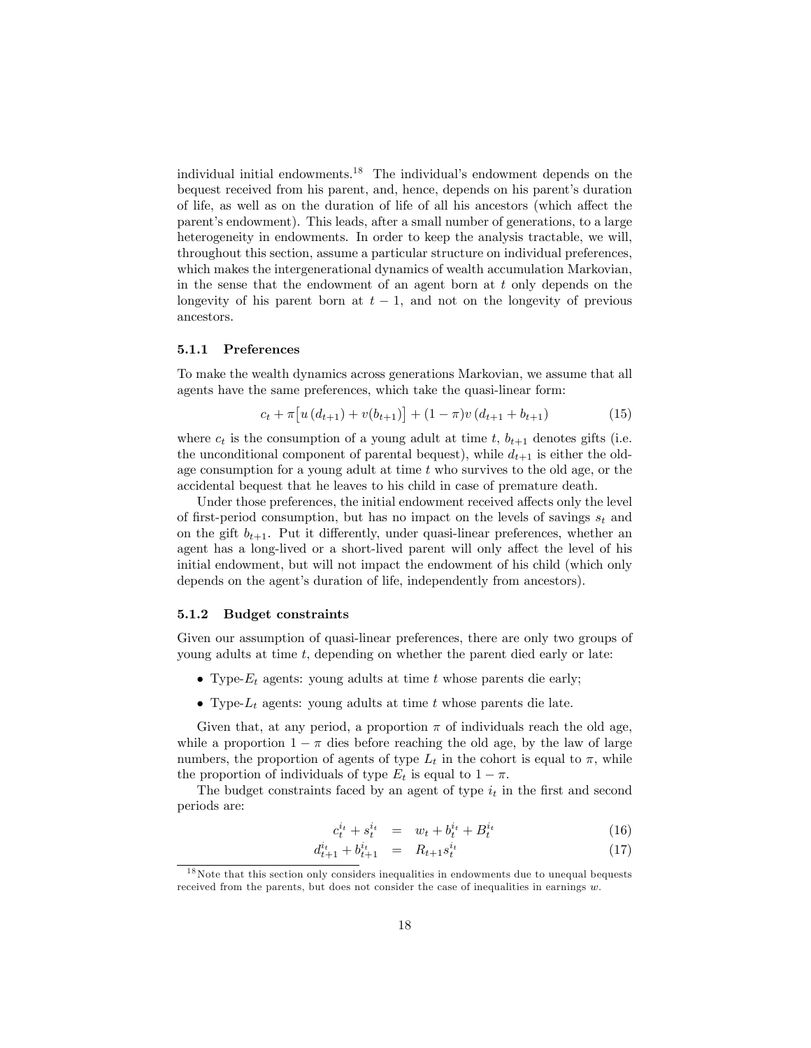individual initial endowments.[18] The individual's endowment depends on the bequest received from his parent, and, hence, depends on his parent's duration of life, as well as on the duration of life of all his ancestors (which affect the parent's endowment). This leads, after a small number of generations, to a large heterogeneity in endowments. In order to keep the analysis tractable, we will, throughout this section, assume a particular structure on individual preferences, which makes the intergenerational dynamics of wealth accumulation Markovian, in the sense that the endowment of an agent born at $t$ only depends on the longevity of his parent born at $t-1$, and not on the longevity of previous ancestors.

#### 5.1.1 Preferences

To make the wealth dynamics across generations Markovian, we assume that all agents have the same preferences, which take the quasi-linear form:

$$c_t + \pi\big[u\left(d_{t+1}\right) + v(b_{t+1})\big] + (1-\pi)v\left(d_{t+1} + b_{t+1}\right) \tag{15}$$

where $c_t$ is the consumption of a young adult at time $t$, $b_{t+1}$ denotes gifts (i.e. the unconditional component of parental bequest), while $d_{t+1}$ is either the old-age consumption for a young adult at time $t$ who survives to the old age, or the accidental bequest that he leaves to his child in case of premature death.

Under those preferences, the initial endowment received affects only the level of first-period consumption, but has no impact on the levels of savings $s_t$ and on the gift $b_{t+1}$. Put it differently, under quasi-linear preferences, whether an agent has a long-lived or a short-lived parent will only affect the level of his initial endowment, but will not impact the endowment of his child (which only depends on the agent's duration of life, independently from ancestors).

#### 5.1.2 Budget constraints

Given our assumption of quasi-linear preferences, there are only two groups of young adults at time $t$, depending on whether the parent died early or late:

- Type-$E_t$ agents: young adults at time $t$ whose parents die early;
- Type-$L_t$ agents: young adults at time $t$ whose parents die late.

Given that, at any period, a proportion $\pi$ of individuals reach the old age, while a proportion $1-\pi$ dies before reaching the old age, by the law of large numbers, the proportion of agents of type $L_t$ in the cohort is equal to $\pi$, while the proportion of individuals of type $E_t$ is equal to $1-\pi$.

The budget constraints faced by an agent of type $i_t$ in the first and second periods are:

$$c_t^{i_t} + s_t^{i_t} = w_t + b_t^{i_t} + B_t^{i_t} \tag{16}$$

$$d_{t+1}^{i_t} + b_{t+1}^{i_t} = R_{t+1}s_t^{i_t} \tag{17}$$

[18] Note that this section only considers inequalities in endowments due to unequal bequests received from the parents, but does not consider the case of inequalities in earnings $w$.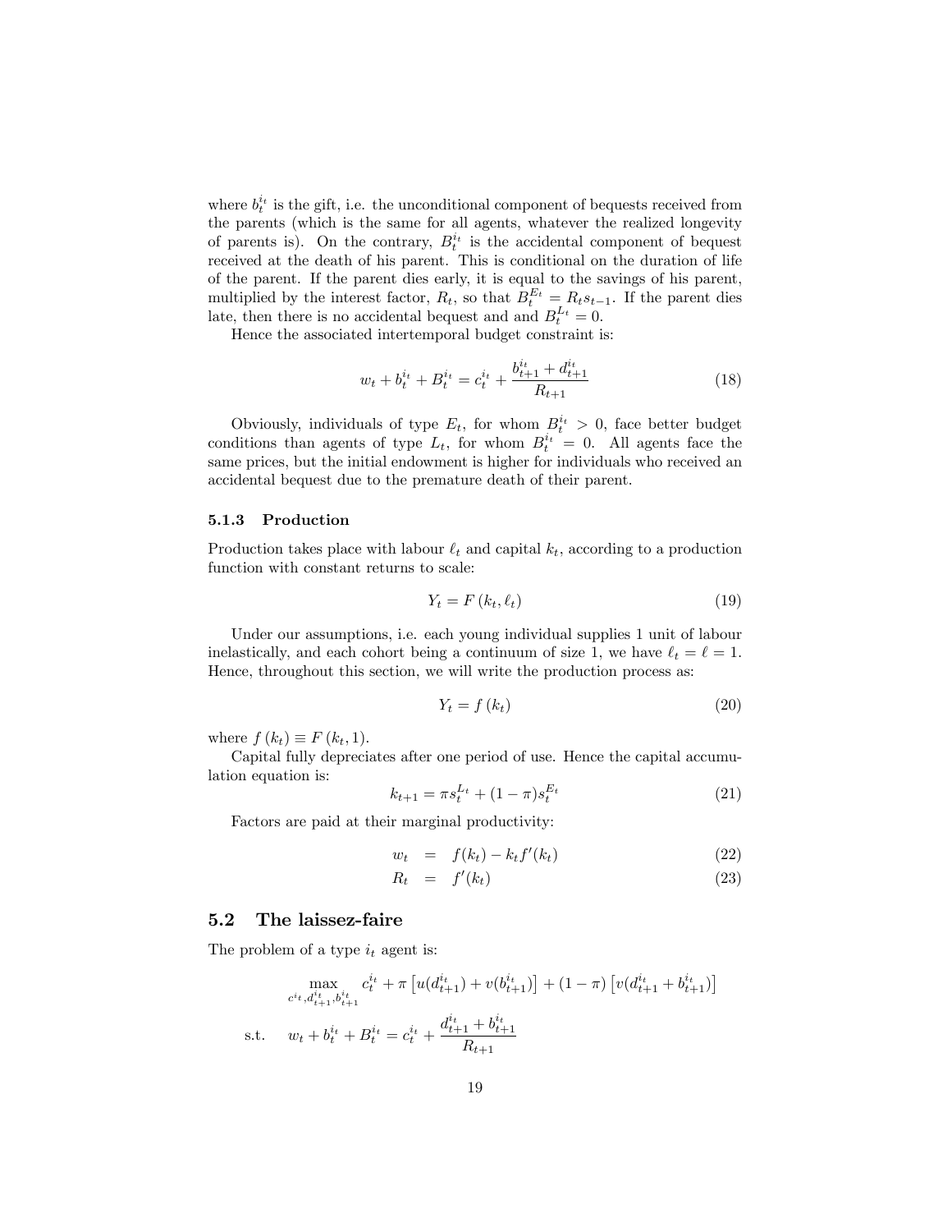where $b_t^{i_t}$ is the gift, i.e. the unconditional component of bequests received from the parents (which is the same for all agents, whatever the realized longevity of parents is). On the contrary, $B_t^{i_t}$ is the accidental component of bequest received at the death of his parent. This is conditional on the duration of life of the parent. If the parent dies early, it is equal to the savings of his parent, multiplied by the interest factor, $R_t$, so that $B_t^{E_t} = R_t s_{t-1}$. If the parent dies late, then there is no accidental bequest and and $B_t^{L_t} = 0$.

Hence the associated intertemporal budget constraint is:

$$w_t + b_t^{i_t} + B_t^{i_t} = c_t^{i_t} + \frac{b_{t+1}^{i_t} + d_{t+1}^{i_t}}{R_{t+1}} \tag{18}$$

Obviously, individuals of type $E_t$, for whom $B_t^{i_t} > 0$, face better budget conditions than agents of type $L_t$, for whom $B_t^{i_t} = 0$. All agents face the same prices, but the initial endowment is higher for individuals who received an accidental bequest due to the premature death of their parent.

### 5.1.3 Production

Production takes place with labour $\ell_t$ and capital $k_t$, according to a production function with constant returns to scale:

$$Y_t = F(k_t, \ell_t) \tag{19}$$

Under our assumptions, i.e. each young individual supplies 1 unit of labour inelastically, and each cohort being a continuum of size 1, we have $\ell_t = \ell = 1$. Hence, throughout this section, we will write the production process as:

$$Y_t = f(k_t) \tag{20}$$

where $f(k_t) \equiv F(k_t, 1)$.

Capital fully depreciates after one period of use. Hence the capital accumulation equation is:

$$k_{t+1} = \pi s_t^{L_t} + (1-\pi) s_t^{E_t} \tag{21}$$

Factors are paid at their marginal productivity:

$$w_t = f(k_t) - k_t f'(k_t) \tag{22}$$

$$R_t = f'(k_t) \tag{23}$$

## 5.2 The laissez-faire

The problem of a type $i_t$ agent is:

$$\max_{c^{i_t}, d_{t+1}^{i_t}, b_{t+1}^{i_t}} \; c_t^{i_t} + \pi \left[ u(d_{t+1}^{i_t}) + v(b_{t+1}^{i_t}) \right] + (1-\pi) \left[ v(d_{t+1}^{i_t} + b_{t+1}^{i_t}) \right]$$

$$\text{s.t.} \quad w_t + b_t^{i_t} + B_t^{i_t} = c_t^{i_t} + \frac{d_{t+1}^{i_t} + b_{t+1}^{i_t}}{R_{t+1}}$$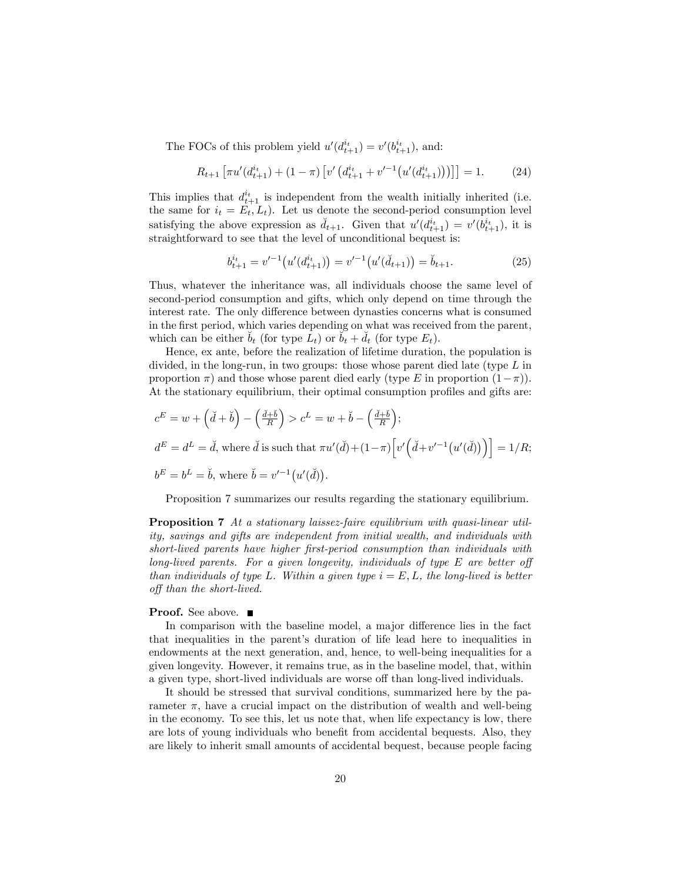The FOCs of this problem yield $u'(d^{i_t}_{t+1}) = v'(b^{i_t}_{t+1})$, and:

$$R_{t+1}\left[\pi u'(d^{i_t}_{t+1}) + (1-\pi)\left[v'\left(d^{i_t}_{t+1} + v'^{-1}\big(u'(d^{i_t}_{t+1})\big)\right)\right]\right] = 1. \tag{24}$$

This implies that $d^{i_t}_{t+1}$ is independent from the wealth initially inherited (i.e. the same for $i_t = E_t, L_t$). Let us denote the second-period consumption level satisfying the above expression as $\breve{d}_{t+1}$. Given that $u'(d^{i_t}_{t+1}) = v'(b^{i_t}_{t+1})$, it is straightforward to see that the level of unconditional bequest is:

$$b^{i_t}_{t+1} = v'^{-1}\big(u'(d^{i_t}_{t+1})\big) = v'^{-1}\big(u'(\breve{d}_{t+1})\big) = \breve{b}_{t+1}. \tag{25}$$

Thus, whatever the inheritance was, all individuals choose the same level of second-period consumption and gifts, which only depend on time through the interest rate. The only difference between dynasties concerns what is consumed in the first period, which varies depending on what was received from the parent, which can be either $\breve{b}_t$ (for type $L_t$) or $\breve{b}_t + \breve{d}_t$ (for type $E_t$).

Hence, ex ante, before the realization of lifetime duration, the population is divided, in the long-run, in two groups: those whose parent died late (type $L$ in proportion $\pi$) and those whose parent died early (type $E$ in proportion $(1-\pi)$). At the stationary equilibrium, their optimal consumption profiles and gifts are:

$c^E = w + \left(\breve{d} + \breve{b}\right) - \left(\frac{\breve{d}+\breve{b}}{R}\right) > c^L = w + \breve{b} - \left(\frac{\breve{d}+\breve{b}}{R}\right)$;

$d^E = d^L = \breve{d}$, where $\breve{d}$ is such that $\pi u'(\breve{d}) + (1-\pi)\left[v'\left(\breve{d} + v'^{-1}\big(u'(\breve{d})\big)\right)\right] = 1/R$;

$b^E = b^L = \breve{b}$, where $\breve{b} = v'^{-1}\big(u'(\breve{d})\big)$.

Proposition 7 summarizes our results regarding the stationary equilibrium.

**Proposition 7** *At a stationary laissez-faire equilibrium with quasi-linear utility, savings and gifts are independent from initial wealth, and individuals with short-lived parents have higher first-period consumption than individuals with long-lived parents. For a given longevity, individuals of type E are better off than individuals of type L. Within a given type $i = E, L$, the long-lived is better off than the short-lived.*

**Proof.** See above. ■

In comparison with the baseline model, a major difference lies in the fact that inequalities in the parent's duration of life lead here to inequalities in endowments at the next generation, and, hence, to well-being inequalities for a given longevity. However, it remains true, as in the baseline model, that, within a given type, short-lived individuals are worse off than long-lived individuals.

It should be stressed that survival conditions, summarized here by the parameter $\pi$, have a crucial impact on the distribution of wealth and well-being in the economy. To see this, let us note that, when life expectancy is low, there are lots of young individuals who benefit from accidental bequests. Also, they are likely to inherit small amounts of accidental bequest, because people facing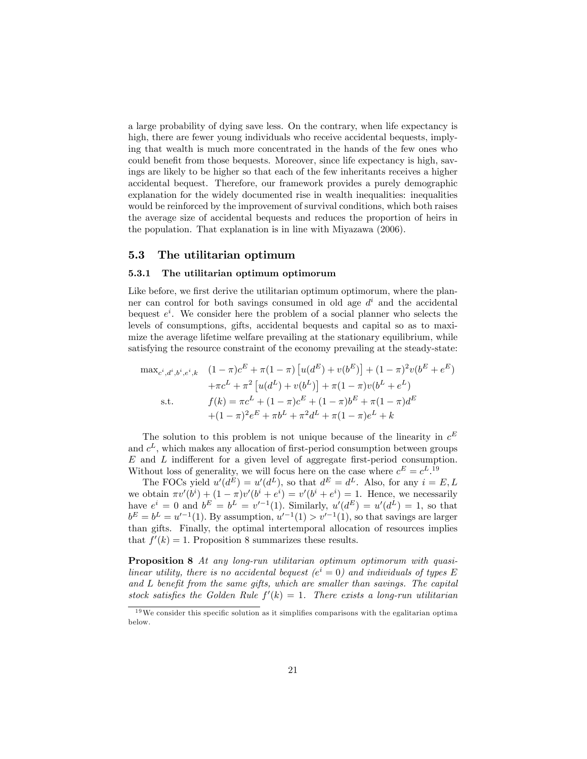a large probability of dying save less. On the contrary, when life expectancy is high, there are fewer young individuals who receive accidental bequests, implying that wealth is much more concentrated in the hands of the few ones who could benefit from those bequests. Moreover, since life expectancy is high, savings are likely to be higher so that each of the few inheritants receives a higher accidental bequest. Therefore, our framework provides a purely demographic explanation for the widely documented rise in wealth inequalities: inequalities would be reinforced by the improvement of survival conditions, which both raises the average size of accidental bequests and reduces the proportion of heirs in the population. That explanation is in line with Miyazawa (2006).

## 5.3 The utilitarian optimum

### 5.3.1 The utilitarian optimum optimorum

Like before, we first derive the utilitarian optimum optimorum, where the planner can control for both savings consumed in old age $d^i$ and the accidental bequest $e^i$. We consider here the problem of a social planner who selects the levels of consumptions, gifts, accidental bequests and capital so as to maximize the average lifetime welfare prevailing at the stationary equilibrium, while satisfying the resource constraint of the economy prevailing at the steady-state:

$$
\begin{aligned}
\max_{c^i,d^i,b^i,e^i,k} \quad & (1-\pi)c^E + \pi(1-\pi)\left[u(d^E) + v(b^E)\right] + (1-\pi)^2 v(b^E + e^E) \\
& + \pi c^L + \pi^2\left[u(d^L) + v(b^L)\right] + \pi(1-\pi)v(b^L + e^L) \\
\text{s.t.} \quad & f(k) = \pi c^L + (1-\pi)c^E + (1-\pi)b^E + \pi(1-\pi)d^E \\
& + (1-\pi)^2 e^E + \pi b^L + \pi^2 d^L + \pi(1-\pi)e^L + k
\end{aligned}
$$

The solution to this problem is not unique because of the linearity in $c^E$ and $c^L$, which makes any allocation of first-period consumption between groups $E$ and $L$ indifferent for a given level of aggregate first-period consumption. Without loss of generality, we will focus here on the case where $c^E = c^L$.[19]

The FOCs yield $u'(d^E) = u'(d^L)$, so that $d^E = d^L$. Also, for any $i = E, L$ we obtain $\pi v'(b^i) + (1-\pi)v'(b^i + e^i) = v'(b^i + e^i) = 1$. Hence, we necessarily have $e^i = 0$ and $b^E = b^L = v'^{-1}(1)$. Similarly, $u'(d^E) = u'(d^L) = 1$, so that $b^E = b^L = u'^{-1}(1)$. By assumption, $u'^{-1}(1) > v'^{-1}(1)$, so that savings are larger than gifts. Finally, the optimal intertemporal allocation of resources implies that $f'(k) = 1$. Proposition 8 summarizes these results.

**Proposition 8** *At any long-run utilitarian optimum optimorum with quasi-linear utility, there is no accidental bequest ($e^i = 0$) and individuals of types E and L benefit from the same gifts, which are smaller than savings. The capital stock satisfies the Golden Rule $f'(k) = 1$. There exists a long-run utilitarian*

[19] We consider this specific solution as it simplifies comparisons with the egalitarian optima below.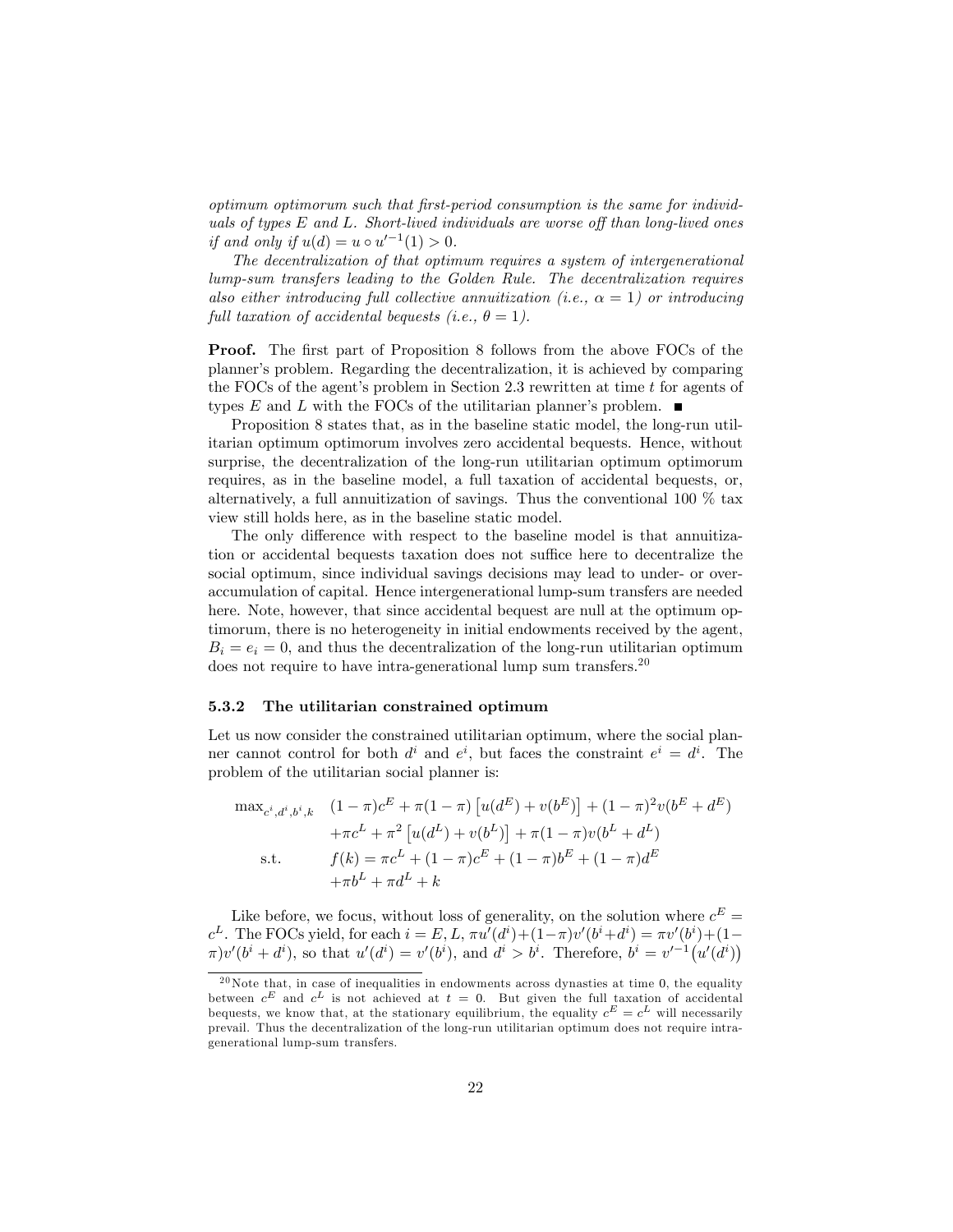*optimum optimorum such that first-period consumption is the same for individuals of types $E$ and $L$. Short-lived individuals are worse off than long-lived ones if and only if $u(d) = u \circ u'^{-1}(1) > 0$.*

*The decentralization of that optimum requires a system of intergenerational lump-sum transfers leading to the Golden Rule. The decentralization requires also either introducing full collective annuitization (i.e., $\alpha = 1$) or introducing full taxation of accidental bequests (i.e., $\theta = 1$).*

**Proof.** The first part of Proposition 8 follows from the above FOCs of the planner's problem. Regarding the decentralization, it is achieved by comparing the FOCs of the agent's problem in Section 2.3 rewritten at time $t$ for agents of types $E$ and $L$ with the FOCs of the utilitarian planner's problem. ■

Proposition 8 states that, as in the baseline static model, the long-run utilitarian optimum optimorum involves zero accidental bequests. Hence, without surprise, the decentralization of the long-run utilitarian optimum optimorum requires, as in the baseline model, a full taxation of accidental bequests, or, alternatively, a full annuitization of savings. Thus the conventional 100 % tax view still holds here, as in the baseline static model.

The only difference with respect to the baseline model is that annuitization or accidental bequests taxation does not suffice here to decentralize the social optimum, since individual savings decisions may lead to under- or over-accumulation of capital. Hence intergenerational lump-sum transfers are needed here. Note, however, that since accidental bequest are null at the optimum optimorum, there is no heterogeneity in initial endowments received by the agent, $B_i = e_i = 0$, and thus the decentralization of the long-run utilitarian optimum does not require to have intra-generational lump sum transfers.[20]

### 5.3.2 The utilitarian constrained optimum

Let us now consider the constrained utilitarian optimum, where the social planner cannot control for both $d^i$ and $e^i$, but faces the constraint $e^i = d^i$. The problem of the utilitarian social planner is:

$$\begin{aligned}
\max_{c^i,d^i,b^i,k} \quad & (1-\pi)c^E + \pi(1-\pi)\left[u(d^E) + v(b^E)\right] + (1-\pi)^2 v(b^E + d^E) \\
& + \pi c^L + \pi^2\left[u(d^L) + v(b^L)\right] + \pi(1-\pi)v(b^L + d^L) \\
\text{s.t.} \quad & f(k) = \pi c^L + (1-\pi)c^E + (1-\pi)b^E + (1-\pi)d^E \\
& + \pi b^L + \pi d^L + k
\end{aligned}$$

Like before, we focus, without loss of generality, on the solution where $c^E = c^L$. The FOCs yield, for each $i = E, L$, $\pi u'(d^i) + (1-\pi)v'(b^i + d^i) = \pi v'(b^i) + (1-\pi)v'(b^i + d^i)$, so that $u'(d^i) = v'(b^i)$, and $d^i > b^i$. Therefore, $b^i = v'^{-1}\big(u'(d^i)\big)$

[20] Note that, in case of inequalities in endowments across dynasties at time 0, the equality between $c^E$ and $c^L$ is not achieved at $t = 0$. But given the full taxation of accidental bequests, we know that, at the stationary equilibrium, the equality $c^E = c^L$ will necessarily prevail. Thus the decentralization of the long-run utilitarian optimum does not require intra-generational lump-sum transfers.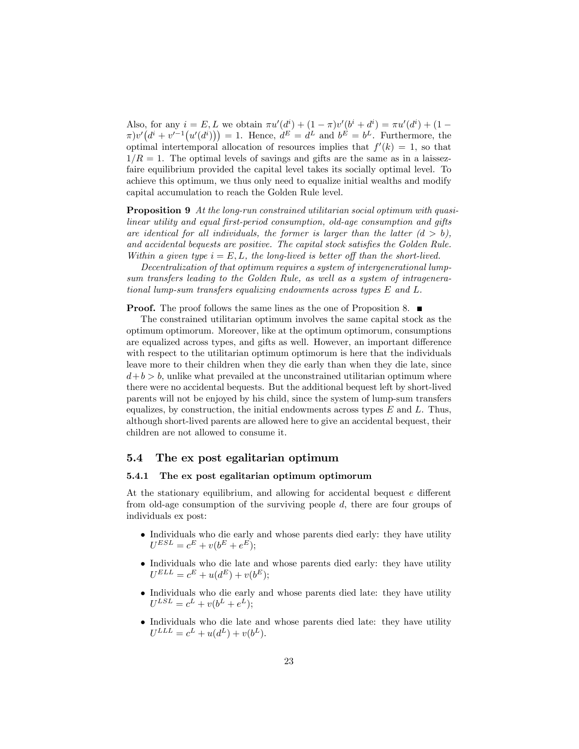Also, for any $i = E, L$ we obtain $\pi u'(d^i) + (1-\pi)v'(b^i + d^i) = \pi u'(d^i) + (1 - \pi)v'\big(d^i + v'^{-1}\big(u'(d^i)\big)\big) = 1$. Hence, $d^E = d^L$ and $b^E = b^L$. Furthermore, the optimal intertemporal allocation of resources implies that $f'(k) = 1$, so that $1/R = 1$. The optimal levels of savings and gifts are the same as in a laissez-faire equilibrium provided the capital level takes its socially optimal level. To achieve this optimum, we thus only need to equalize initial wealths and modify capital accumulation to reach the Golden Rule level.

**Proposition 9** *At the long-run constrained utilitarian social optimum with quasi-linear utility and equal first-period consumption, old-age consumption and gifts are identical for all individuals, the former is larger than the latter ($d > b$), and accidental bequests are positive. The capital stock satisfies the Golden Rule. Within a given type $i = E, L$, the long-lived is better off than the short-lived.*

*Decentralization of that optimum requires a system of intergenerational lump-sum transfers leading to the Golden Rule, as well as a system of intragenerational lump-sum transfers equalizing endowments across types $E$ and $L$.*

**Proof.** The proof follows the same lines as the one of Proposition 8. ■

The constrained utilitarian optimum involves the same capital stock as the optimum optimorum. Moreover, like at the optimum optimorum, consumptions are equalized across types, and gifts as well. However, an important difference with respect to the utilitarian optimum optimorum is here that the individuals leave more to their children when they die early than when they die late, since $d+b > b$, unlike what prevailed at the unconstrained utilitarian optimum where there were no accidental bequests. But the additional bequest left by short-lived parents will not be enjoyed by his child, since the system of lump-sum transfers equalizes, by construction, the initial endowments across types $E$ and $L$. Thus, although short-lived parents are allowed here to give an accidental bequest, their children are not allowed to consume it.

## 5.4 The ex post egalitarian optimum

### 5.4.1 The ex post egalitarian optimum optimorum

At the stationary equilibrium, and allowing for accidental bequest $e$ different from old-age consumption of the surviving people $d$, there are four groups of individuals ex post:

- Individuals who die early and whose parents died early: they have utility $U^{ESL} = c^E + v(b^E + e^E)$;
- Individuals who die late and whose parents died early: they have utility $U^{ELL} = c^E + u(d^E) + v(b^E)$;
- Individuals who die early and whose parents died late: they have utility $U^{LSL} = c^L + v(b^L + e^L)$;
- Individuals who die late and whose parents died late: they have utility $U^{LLL} = c^L + u(d^L) + v(b^L)$.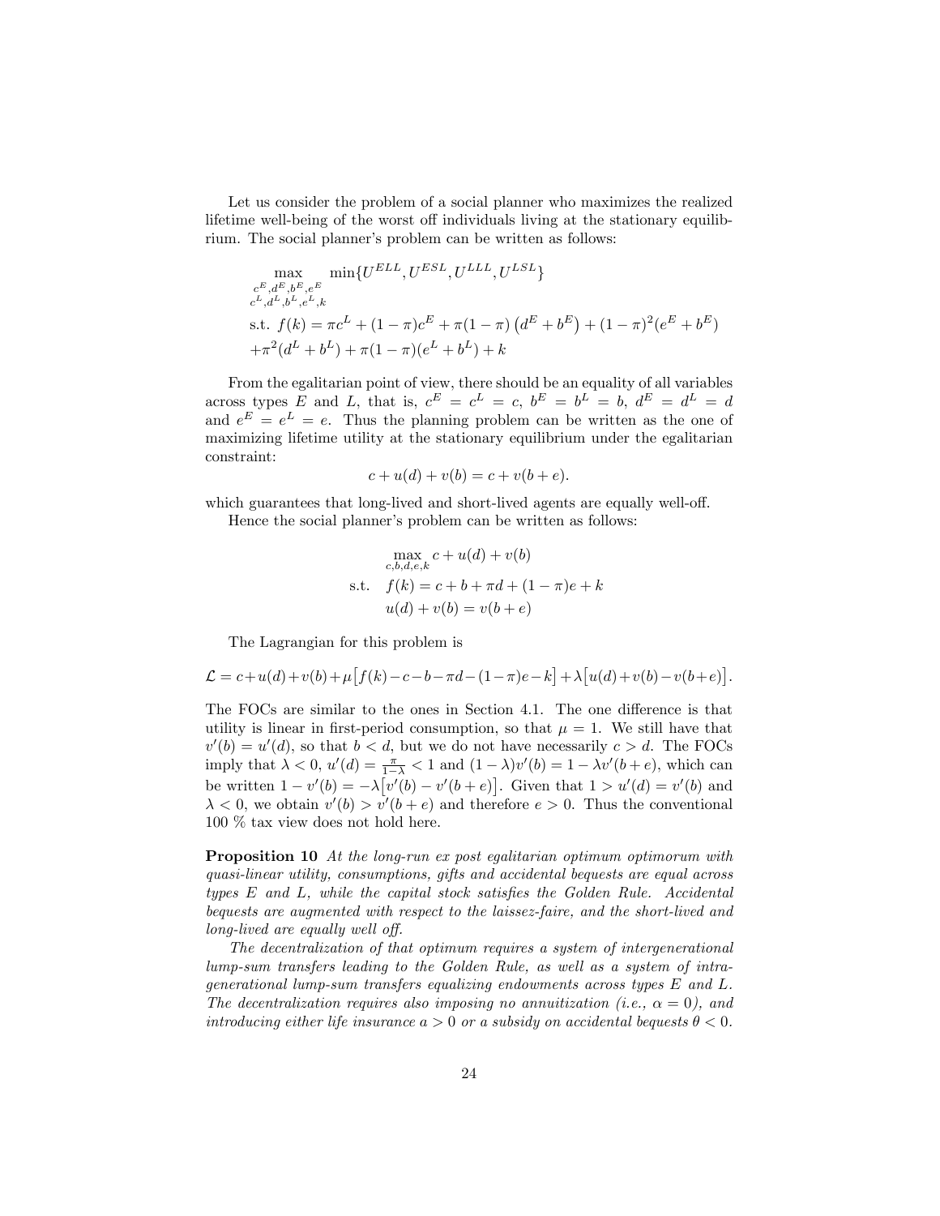Let us consider the problem of a social planner who maximizes the realized lifetime well-being of the worst off individuals living at the stationary equilibrium. The social planner's problem can be written as follows:

$$\max_{\substack{c^E,d^E,b^E,e^E\\ c^L,d^L,b^L,e^L,k}} \min\{U^{ELL}, U^{ESL}, U^{LLL}, U^{LSL}\}$$

$$\text{s.t. } f(k) = \pi c^L + (1-\pi)c^E + \pi(1-\pi)\left(d^E + b^E\right) + (1-\pi)^2(e^E + b^E)$$
$$+\pi^2(d^L + b^L) + \pi(1-\pi)(e^L + b^L) + k$$

From the egalitarian point of view, there should be an equality of all variables across types $E$ and $L$, that is, $c^E = c^L = c$, $b^E = b^L = b$, $d^E = d^L = d$ and $e^E = e^L = e$. Thus the planning problem can be written as the one of maximizing lifetime utility at the stationary equilibrium under the egalitarian constraint:

$$c + u(d) + v(b) = c + v(b+e).$$

which guarantees that long-lived and short-lived agents are equally well-off.

Hence the social planner's problem can be written as follows:

$$\max_{c,b,d,e,k} c + u(d) + v(b)$$
$$\text{s.t.} \quad f(k) = c + b + \pi d + (1-\pi)e + k$$
$$u(d) + v(b) = v(b+e)$$

The Lagrangian for this problem is

$$\mathcal{L} = c + u(d) + v(b) + \mu\big[f(k) - c - b - \pi d - (1-\pi)e - k\big] + \lambda\big[u(d) + v(b) - v(b+e)\big].$$

The FOCs are similar to the ones in Section 4.1. The one difference is that utility is linear in first-period consumption, so that $\mu = 1$. We still have that $v'(b) = u'(d)$, so that $b < d$, but we do not have necessarily $c > d$. The FOCs imply that $\lambda < 0$, $u'(d) = \frac{\pi}{1-\lambda} < 1$ and $(1-\lambda)v'(b) = 1 - \lambda v'(b+e)$, which can be written $1 - v'(b) = -\lambda\big[v'(b) - v'(b+e)\big]$. Given that $1 > u'(d) = v'(b)$ and $\lambda < 0$, we obtain $v'(b) > v'(b+e)$ and therefore $e > 0$. Thus the conventional 100 % tax view does not hold here.

**Proposition 10** *At the long-run ex post egalitarian optimum optimorum with quasi-linear utility, consumptions, gifts and accidental bequests are equal across types E and L, while the capital stock satisfies the Golden Rule. Accidental bequests are augmented with respect to the laissez-faire, and the short-lived and long-lived are equally well off.*

*The decentralization of that optimum requires a system of intergenerational lump-sum transfers leading to the Golden Rule, as well as a system of intragenerational lump-sum transfers equalizing endowments across types E and L. The decentralization requires also imposing no annuitization (i.e., $\alpha = 0$), and introducing either life insurance $a > 0$ or a subsidy on accidental bequests $\theta < 0$.*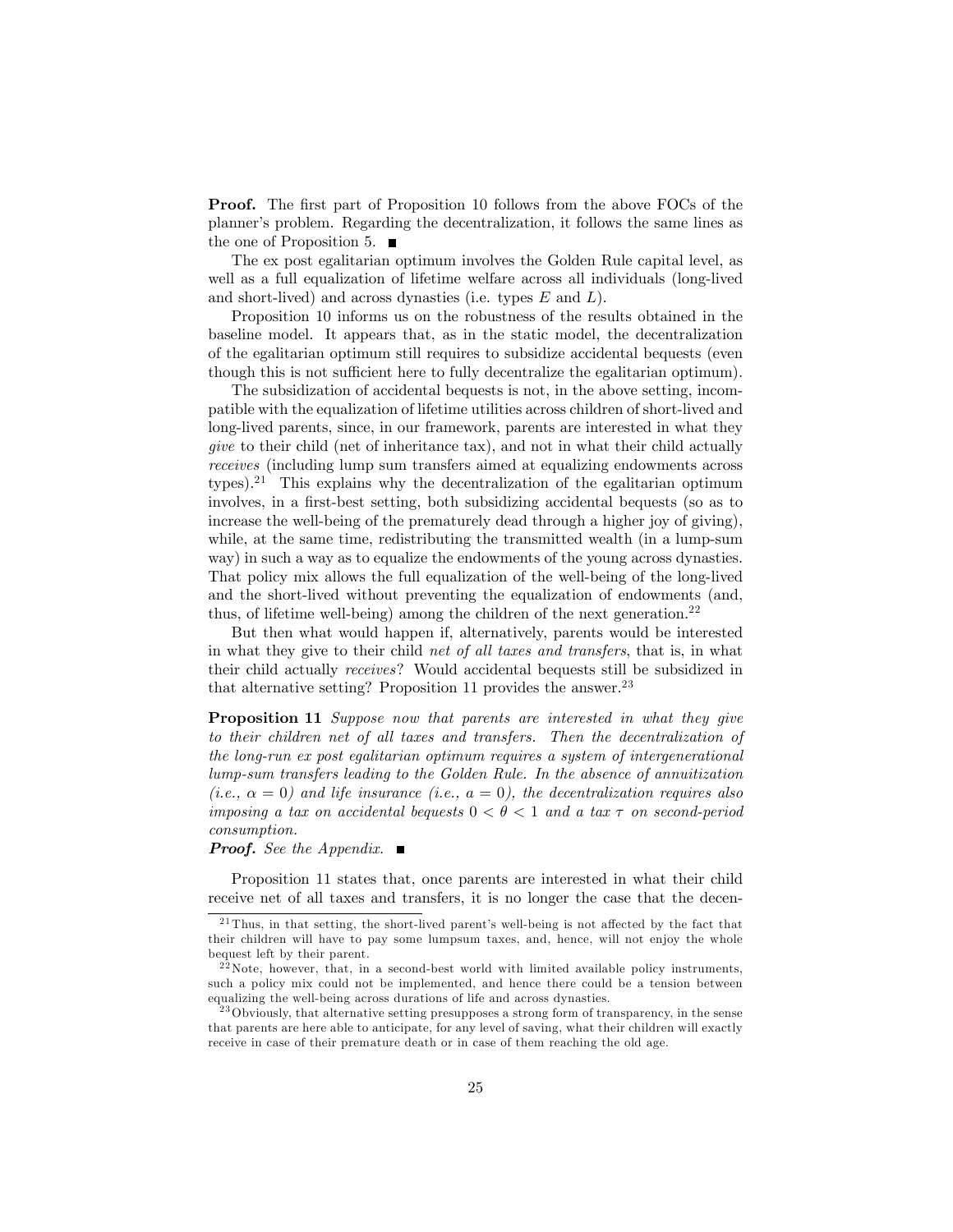**Proof.** The first part of Proposition 10 follows from the above FOCs of the planner's problem. Regarding the decentralization, it follows the same lines as the one of Proposition 5. ■

The ex post egalitarian optimum involves the Golden Rule capital level, as well as a full equalization of lifetime welfare across all individuals (long-lived and short-lived) and across dynasties (i.e. types $E$ and $L$).

Proposition 10 informs us on the robustness of the results obtained in the baseline model. It appears that, as in the static model, the decentralization of the egalitarian optimum still requires to subsidize accidental bequests (even though this is not sufficient here to fully decentralize the egalitarian optimum).

The subsidization of accidental bequests is not, in the above setting, incompatible with the equalization of lifetime utilities across children of short-lived and long-lived parents, since, in our framework, parents are interested in what they *give* to their child (net of inheritance tax), and not in what their child actually *receives* (including lump sum transfers aimed at equalizing endowments across types).[21] This explains why the decentralization of the egalitarian optimum involves, in a first-best setting, both subsidizing accidental bequests (so as to increase the well-being of the prematurely dead through a higher joy of giving), while, at the same time, redistributing the transmitted wealth (in a lump-sum way) in such a way as to equalize the endowments of the young across dynasties. That policy mix allows the full equalization of the well-being of the long-lived and the short-lived without preventing the equalization of endowments (and, thus, of lifetime well-being) among the children of the next generation.[22]

But then what would happen if, alternatively, parents would be interested in what they give to their child *net of all taxes and transfers*, that is, in what their child actually *receives*? Would accidental bequests still be subsidized in that alternative setting? Proposition 11 provides the answer.[23]

**Proposition 11** *Suppose now that parents are interested in what they give to their children net of all taxes and transfers. Then the decentralization of the long-run ex post egalitarian optimum requires a system of intergenerational lump-sum transfers leading to the Golden Rule. In the absence of annuitization (i.e., $\alpha = 0$) and life insurance (i.e., $a = 0$), the decentralization requires also imposing a tax on accidental bequests $0 < \theta < 1$ and a tax $\tau$ on second-period consumption.*

***Proof.*** *See the Appendix.* ■

Proposition 11 states that, once parents are interested in what their child receive net of all taxes and transfers, it is no longer the case that the decen-

[21] Thus, in that setting, the short-lived parent's well-being is not affected by the fact that their children will have to pay some lumpsum taxes, and, hence, will not enjoy the whole bequest left by their parent.

[22] Note, however, that, in a second-best world with limited available policy instruments, such a policy mix could not be implemented, and hence there could be a tension between equalizing the well-being across durations of life and across dynasties.

[23] Obviously, that alternative setting presupposes a strong form of transparency, in the sense that parents are here able to anticipate, for any level of saving, what their children will exactly receive in case of their premature death or in case of them reaching the old age.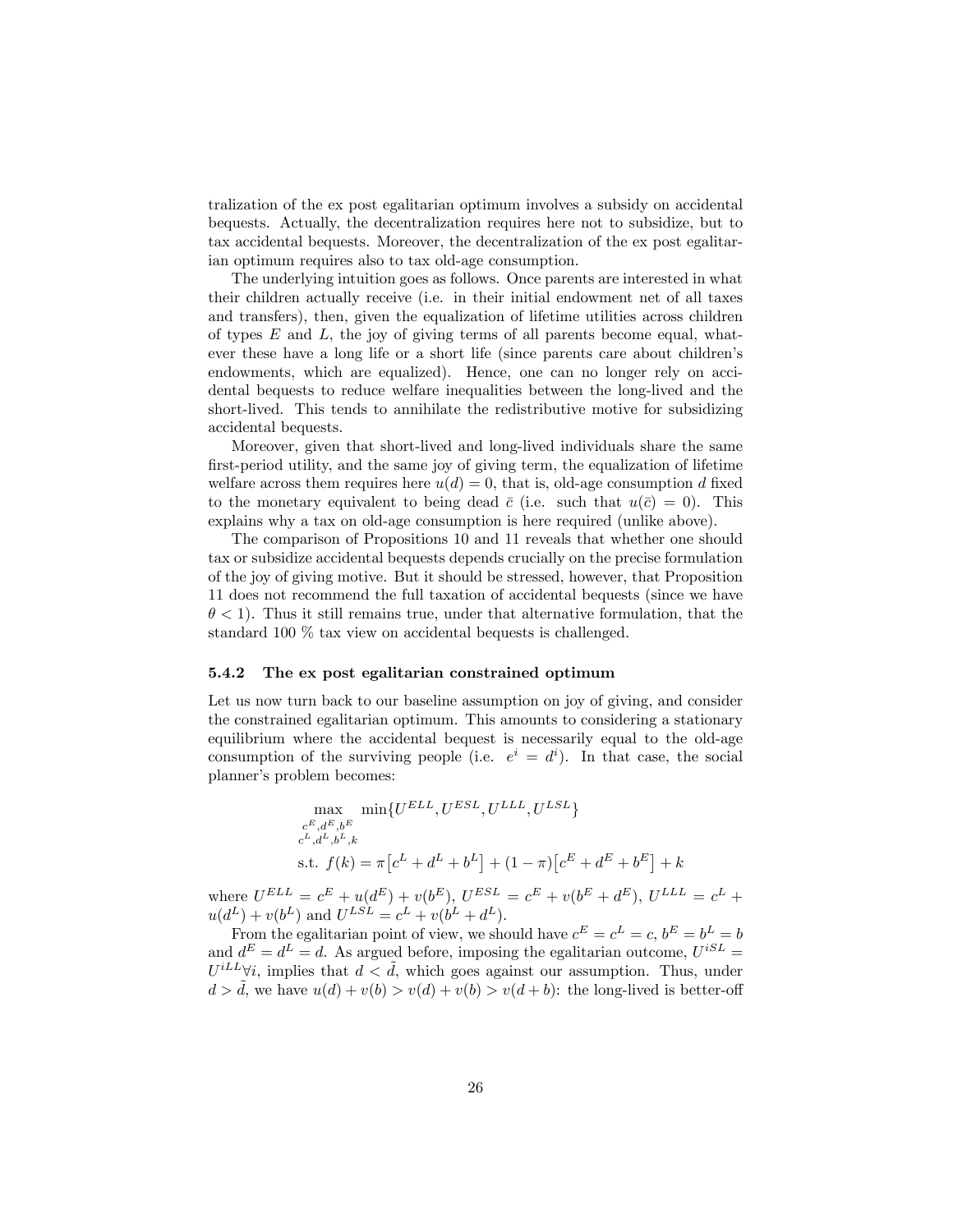tralization of the ex post egalitarian optimum involves a subsidy on accidental bequests. Actually, the decentralization requires here not to subsidize, but to tax accidental bequests. Moreover, the decentralization of the ex post egalitarian optimum requires also to tax old-age consumption.

The underlying intuition goes as follows. Once parents are interested in what their children actually receive (i.e. in their initial endowment net of all taxes and transfers), then, given the equalization of lifetime utilities across children of types $E$ and $L$, the joy of giving terms of all parents become equal, whatever these have a long life or a short life (since parents care about children's endowments, which are equalized). Hence, one can no longer rely on accidental bequests to reduce welfare inequalities between the long-lived and the short-lived. This tends to annihilate the redistributive motive for subsidizing accidental bequests.

Moreover, given that short-lived and long-lived individuals share the same first-period utility, and the same joy of giving term, the equalization of lifetime welfare across them requires here $u(d) = 0$, that is, old-age consumption $d$ fixed to the monetary equivalent to being dead $\bar{c}$ (i.e. such that $u(\bar{c}) = 0$). This explains why a tax on old-age consumption is here required (unlike above).

The comparison of Propositions 10 and 11 reveals that whether one should tax or subsidize accidental bequests depends crucially on the precise formulation of the joy of giving motive. But it should be stressed, however, that Proposition 11 does not recommend the full taxation of accidental bequests (since we have $\theta < 1$). Thus it still remains true, under that alternative formulation, that the standard 100 % tax view on accidental bequests is challenged.

### 5.4.2 The ex post egalitarian constrained optimum

Let us now turn back to our baseline assumption on joy of giving, and consider the constrained egalitarian optimum. This amounts to considering a stationary equilibrium where the accidental bequest is necessarily equal to the old-age consumption of the surviving people (i.e. $e^i = d^i$). In that case, the social planner's problem becomes:

$$\max_{\substack{c^E,d^E,b^E\\c^L,d^L,b^L,k}} \min\{U^{ELL}, U^{ESL}, U^{LLL}, U^{LSL}\}$$

$$\text{s.t. } f(k) = \pi\left[c^L + d^L + b^L\right] + (1-\pi)\left[c^E + d^E + b^E\right] + k$$

where $U^{ELL} = c^E + u(d^E) + v(b^E)$, $U^{ESL} = c^E + v(b^E + d^E)$, $U^{LLL} = c^L + u(d^L) + v(b^L)$ and $U^{LSL} = c^L + v(b^L + d^L)$.

From the egalitarian point of view, we should have $c^E = c^L = c$, $b^E = b^L = b$ and $d^E = d^L = d$. As argued before, imposing the egalitarian outcome, $U^{iSL} = U^{iLL} \forall i$, implies that $d < \tilde{d}$, which goes against our assumption. Thus, under $d > \tilde{d}$, we have $u(d) + v(b) > v(d) + v(b) > v(d + b)$: the long-lived is better-off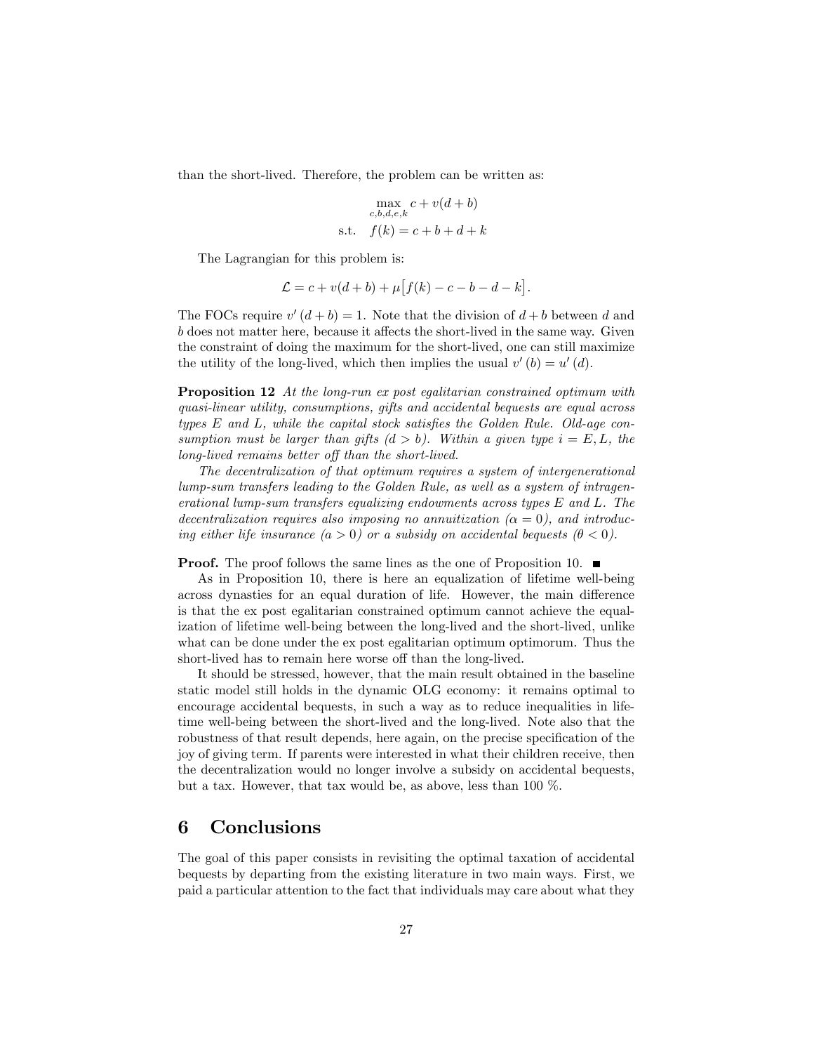than the short-lived. Therefore, the problem can be written as:

$$\max_{c,b,d,e,k} c + v(d+b)$$
$$\text{s.t.} \quad f(k) = c + b + d + k$$

The Lagrangian for this problem is:

$$\mathcal{L} = c + v(d+b) + \mu\big[f(k) - c - b - d - k\big].$$

The FOCs require $v'(d+b) = 1$. Note that the division of $d+b$ between $d$ and $b$ does not matter here, because it affects the short-lived in the same way. Given the constraint of doing the maximum for the short-lived, one can still maximize the utility of the long-lived, which then implies the usual $v'(b) = u'(d)$.

**Proposition 12** *At the long-run ex post egalitarian constrained optimum with quasi-linear utility, consumptions, gifts and accidental bequests are equal across types E and L, while the capital stock satisfies the Golden Rule. Old-age consumption must be larger than gifts ($d > b$). Within a given type $i = E, L$, the long-lived remains better off than the short-lived.*

*The decentralization of that optimum requires a system of intergenerational lump-sum transfers leading to the Golden Rule, as well as a system of intragenerational lump-sum transfers equalizing endowments across types E and L. The decentralization requires also imposing no annuitization ($\alpha = 0$), and introducing either life insurance ($a > 0$) or a subsidy on accidental bequests ($\theta < 0$).*

**Proof.** The proof follows the same lines as the one of Proposition 10. ∎

As in Proposition 10, there is here an equalization of lifetime well-being across dynasties for an equal duration of life. However, the main difference is that the ex post egalitarian constrained optimum cannot achieve the equalization of lifetime well-being between the long-lived and the short-lived, unlike what can be done under the ex post egalitarian optimum optimorum. Thus the short-lived has to remain here worse off than the long-lived.

It should be stressed, however, that the main result obtained in the baseline static model still holds in the dynamic OLG economy: it remains optimal to encourage accidental bequests, in such a way as to reduce inequalities in lifetime well-being between the short-lived and the long-lived. Note also that the robustness of that result depends, here again, on the precise specification of the joy of giving term. If parents were interested in what their children receive, then the decentralization would no longer involve a subsidy on accidental bequests, but a tax. However, that tax would be, as above, less than 100 %.

# 6 Conclusions

The goal of this paper consists in revisiting the optimal taxation of accidental bequests by departing from the existing literature in two main ways. First, we paid a particular attention to the fact that individuals may care about what they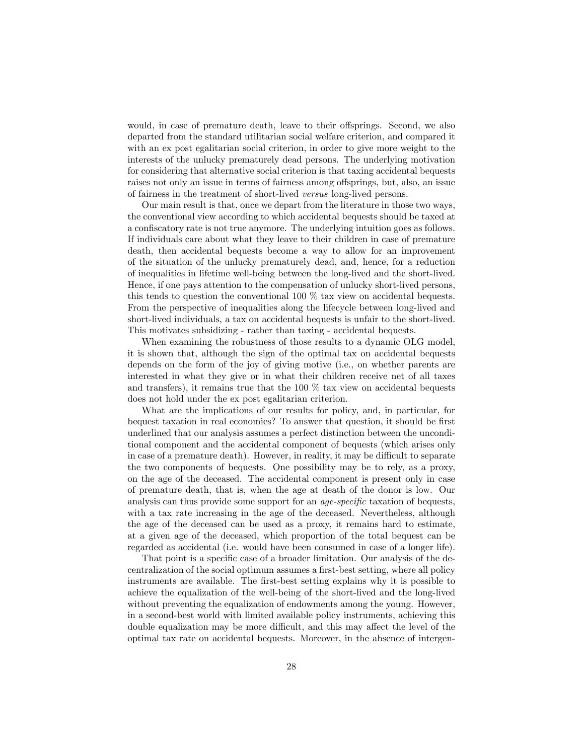would, in case of premature death, leave to their offsprings. Second, we also departed from the standard utilitarian social welfare criterion, and compared it with an ex post egalitarian social criterion, in order to give more weight to the interests of the unlucky prematurely dead persons. The underlying motivation for considering that alternative social criterion is that taxing accidental bequests raises not only an issue in terms of fairness among offsprings, but, also, an issue of fairness in the treatment of short-lived *versus* long-lived persons.

Our main result is that, once we depart from the literature in those two ways, the conventional view according to which accidental bequests should be taxed at a confiscatory rate is not true anymore. The underlying intuition goes as follows. If individuals care about what they leave to their children in case of premature death, then accidental bequests become a way to allow for an improvement of the situation of the unlucky prematurely dead, and, hence, for a reduction of inequalities in lifetime well-being between the long-lived and the short-lived. Hence, if one pays attention to the compensation of unlucky short-lived persons, this tends to question the conventional 100 % tax view on accidental bequests. From the perspective of inequalities along the lifecycle between long-lived and short-lived individuals, a tax on accidental bequests is unfair to the short-lived. This motivates subsidizing - rather than taxing - accidental bequests.

When examining the robustness of those results to a dynamic OLG model, it is shown that, although the sign of the optimal tax on accidental bequests depends on the form of the joy of giving motive (i.e., on whether parents are interested in what they give or in what their children receive net of all taxes and transfers), it remains true that the 100 % tax view on accidental bequests does not hold under the ex post egalitarian criterion.

What are the implications of our results for policy, and, in particular, for bequest taxation in real economies? To answer that question, it should be first underlined that our analysis assumes a perfect distinction between the unconditional component and the accidental component of bequests (which arises only in case of a premature death). However, in reality, it may be difficult to separate the two components of bequests. One possibility may be to rely, as a proxy, on the age of the deceased. The accidental component is present only in case of premature death, that is, when the age at death of the donor is low. Our analysis can thus provide some support for an *age-specific* taxation of bequests, with a tax rate increasing in the age of the deceased. Nevertheless, although the age of the deceased can be used as a proxy, it remains hard to estimate, at a given age of the deceased, which proportion of the total bequest can be regarded as accidental (i.e. would have been consumed in case of a longer life).

That point is a specific case of a broader limitation. Our analysis of the decentralization of the social optimum assumes a first-best setting, where all policy instruments are available. The first-best setting explains why it is possible to achieve the equalization of the well-being of the short-lived and the long-lived without preventing the equalization of endowments among the young. However, in a second-best world with limited available policy instruments, achieving this double equalization may be more difficult, and this may affect the level of the optimal tax rate on accidental bequests. Moreover, in the absence of intergen-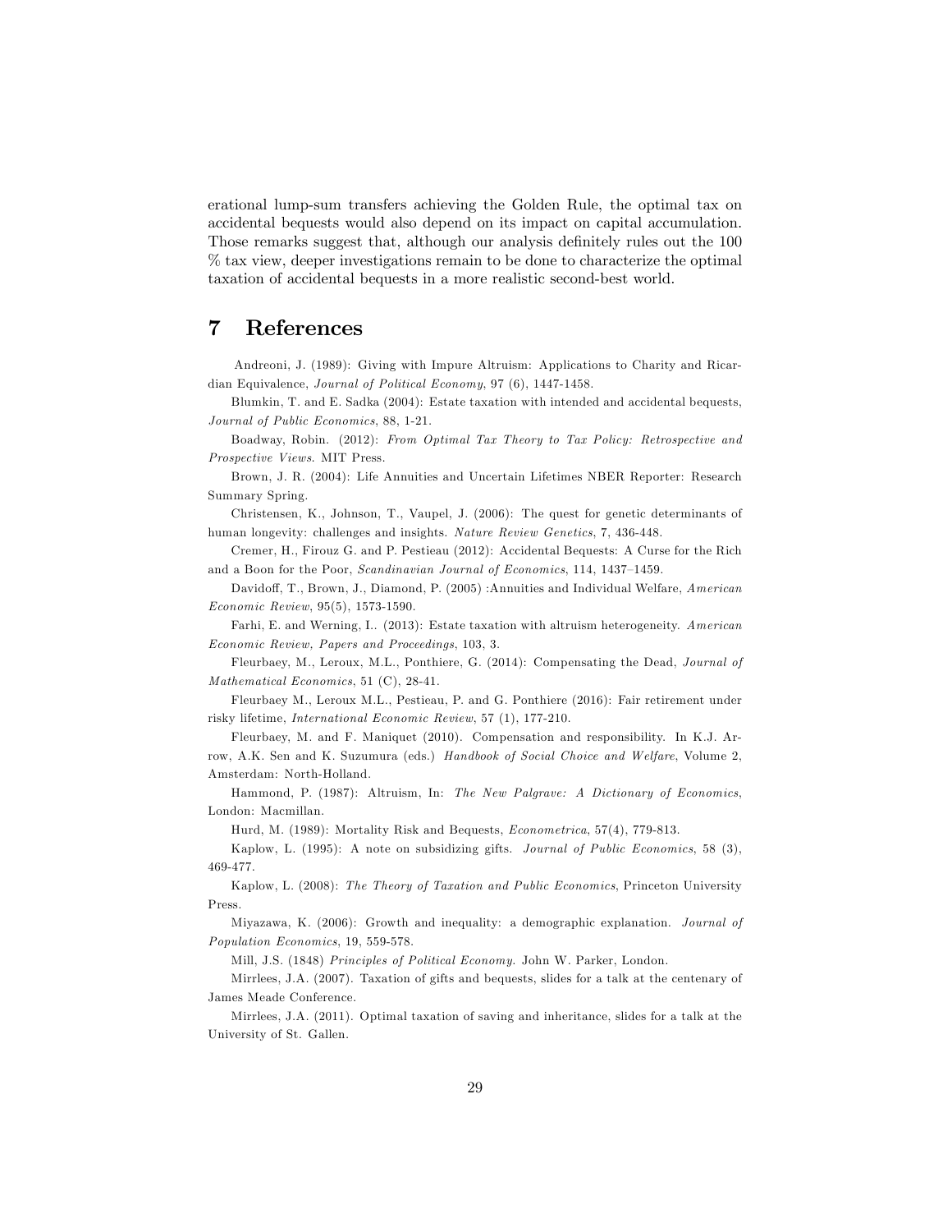erational lump-sum transfers achieving the Golden Rule, the optimal tax on accidental bequests would also depend on its impact on capital accumulation. Those remarks suggest that, although our analysis definitely rules out the 100 % tax view, deeper investigations remain to be done to characterize the optimal taxation of accidental bequests in a more realistic second-best world.

# 7 References

Andreoni, J. (1989): Giving with Impure Altruism: Applications to Charity and Ricardian Equivalence, *Journal of Political Economy*, 97 (6), 1447-1458.

Blumkin, T. and E. Sadka (2004): Estate taxation with intended and accidental bequests, *Journal of Public Economics*, 88, 1-21.

Boadway, Robin. (2012): *From Optimal Tax Theory to Tax Policy: Retrospective and Prospective Views*. MIT Press.

Brown, J. R. (2004): Life Annuities and Uncertain Lifetimes NBER Reporter: Research Summary Spring.

Christensen, K., Johnson, T., Vaupel, J. (2006): The quest for genetic determinants of human longevity: challenges and insights. *Nature Review Genetics*, 7, 436-448.

Cremer, H., Firouz G. and P. Pestieau (2012): Accidental Bequests: A Curse for the Rich and a Boon for the Poor, *Scandinavian Journal of Economics*, 114, 1437–1459.

Davidoff, T., Brown, J., Diamond, P. (2005) :Annuities and Individual Welfare, *American Economic Review*, 95(5), 1573-1590.

Farhi, E. and Werning, I.. (2013): Estate taxation with altruism heterogeneity. *American Economic Review, Papers and Proceedings*, 103, 3.

Fleurbaey, M., Leroux, M.L., Ponthiere, G. (2014): Compensating the Dead, *Journal of Mathematical Economics*, 51 (C), 28-41.

Fleurbaey M., Leroux M.L., Pestieau, P. and G. Ponthiere (2016): Fair retirement under risky lifetime, *International Economic Review*, 57 (1), 177-210.

Fleurbaey, M. and F. Maniquet (2010). Compensation and responsibility. In K.J. Arrow, A.K. Sen and K. Suzumura (eds.) *Handbook of Social Choice and Welfare*, Volume 2, Amsterdam: North-Holland.

Hammond, P. (1987): Altruism, In: *The New Palgrave: A Dictionary of Economics*, London: Macmillan.

Hurd, M. (1989): Mortality Risk and Bequests, *Econometrica*, 57(4), 779-813.

Kaplow, L. (1995): A note on subsidizing gifts. *Journal of Public Economics*, 58 (3), 469-477.

Kaplow, L. (2008): *The Theory of Taxation and Public Economics*, Princeton University Press.

Miyazawa, K. (2006): Growth and inequality: a demographic explanation. *Journal of Population Economics*, 19, 559-578.

Mill, J.S. (1848) *Principles of Political Economy.* John W. Parker, London.

Mirrlees, J.A. (2007). Taxation of gifts and bequests, slides for a talk at the centenary of James Meade Conference.

Mirrlees, J.A. (2011). Optimal taxation of saving and inheritance, slides for a talk at the University of St. Gallen.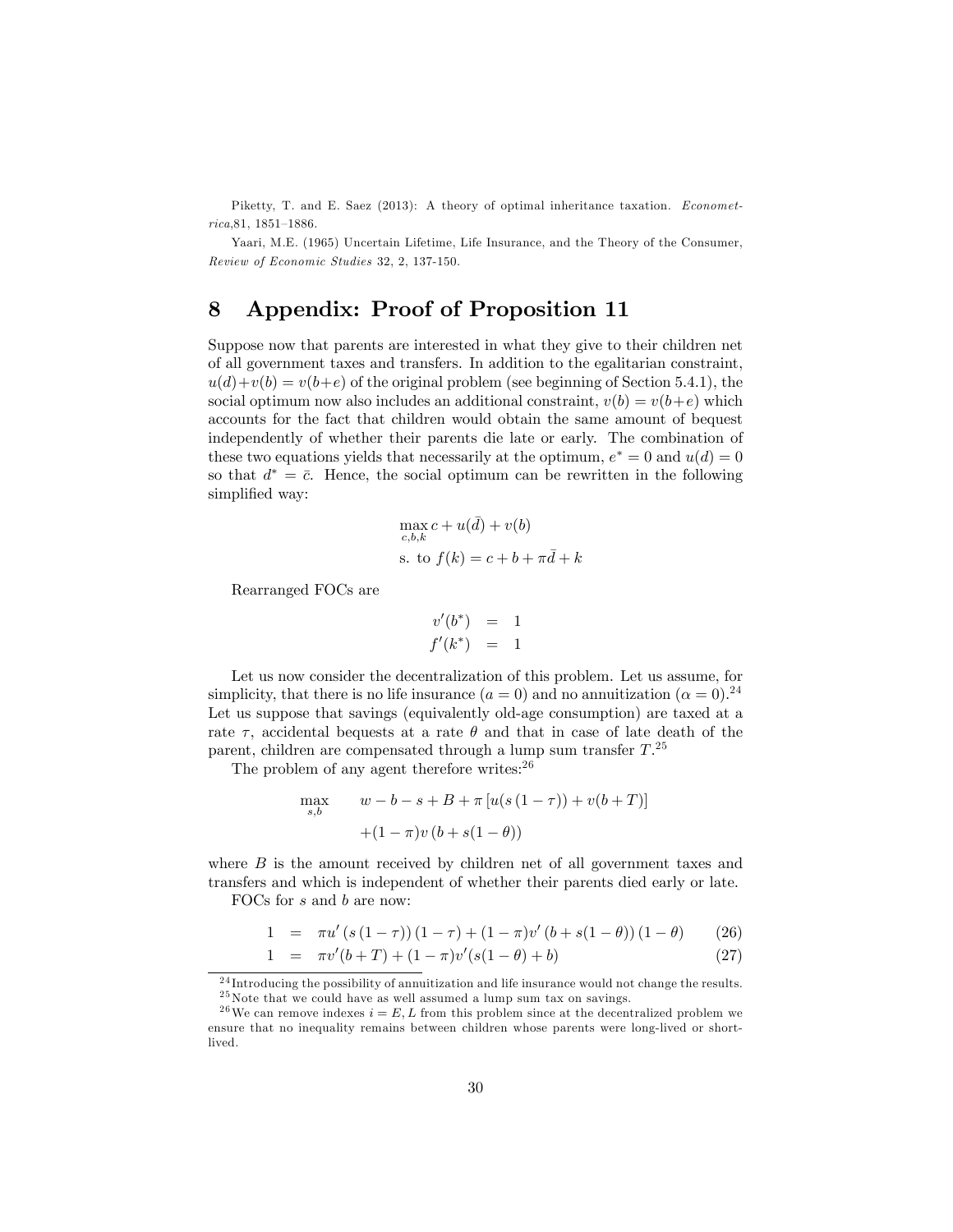Piketty, T. and E. Saez (2013): A theory of optimal inheritance taxation. *Econometrica*,81, 1851–1886.

Yaari, M.E. (1965) Uncertain Lifetime, Life Insurance, and the Theory of the Consumer, *Review of Economic Studies* 32, 2, 137-150.

# 8 Appendix: Proof of Proposition 11

Suppose now that parents are interested in what they give to their children net of all government taxes and transfers. In addition to the egalitarian constraint, $u(d)+v(b) = v(b+e)$ of the original problem (see beginning of Section 5.4.1), the social optimum now also includes an additional constraint, $v(b) = v(b+e)$ which accounts for the fact that children would obtain the same amount of bequest independently of whether their parents die late or early. The combination of these two equations yields that necessarily at the optimum, $e^* = 0$ and $u(d) = 0$ so that $d^* = \bar{c}$. Hence, the social optimum can be rewritten in the following simplified way:

$$\begin{aligned}
&\max_{c,b,k} c + u(\bar{d}) + v(b) \\
&\text{s. to } f(k) = c + b + \pi\bar{d} + k
\end{aligned}$$

Rearranged FOCs are

$$\begin{aligned}
v'(b^*) &= 1 \\
f'(k^*) &= 1
\end{aligned}$$

Let us now consider the decentralization of this problem. Let us assume, for simplicity, that there is no life insurance ($a = 0$) and no annuitization ($\alpha = 0$).[24] Let us suppose that savings (equivalently old-age consumption) are taxed at a rate $\tau$, accidental bequests at a rate $\theta$ and that in case of late death of the parent, children are compensated through a lump sum transfer $T$.[25]

The problem of any agent therefore writes:[26]

$$\begin{aligned}
\max_{s,b} \quad & w - b - s + B + \pi\left[u(s(1-\tau)) + v(b+T)\right] \\
& +(1-\pi)v\left(b + s(1-\theta)\right)
\end{aligned}$$

where $B$ is the amount received by children net of all government taxes and transfers and which is independent of whether their parents died early or late.

FOCs for $s$ and $b$ are now:

$$\begin{aligned}
1 &= \pi u'\left(s(1-\tau)\right)(1-\tau) + (1-\pi)v'\left(b + s(1-\theta)\right)(1-\theta) \qquad (26) \\
1 &= \pi v'(b+T) + (1-\pi)v'(s(1-\theta)+b) \qquad (27)
\end{aligned}$$

[24] Introducing the possibility of annuitization and life insurance would not change the results.

[25] Note that we could have as well assumed a lump sum tax on savings.

[26] We can remove indexes $i = E, L$ from this problem since at the decentralized problem we ensure that no inequality remains between children whose parents were long-lived or short-lived.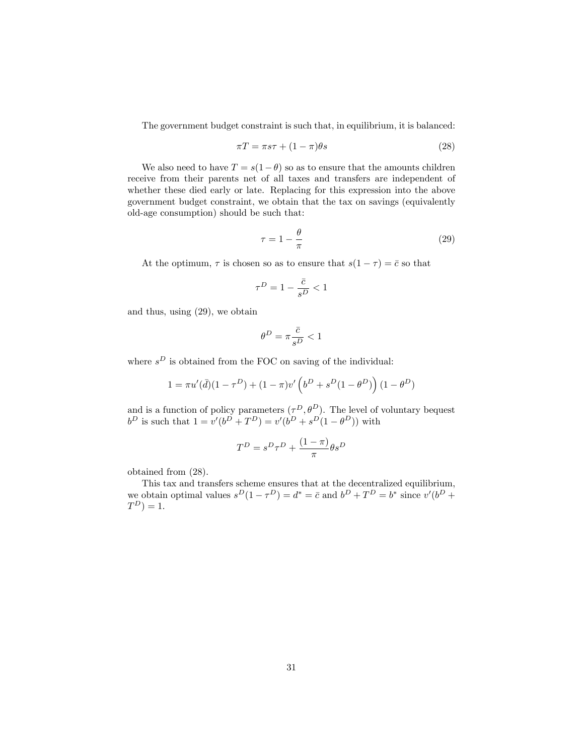The government budget constraint is such that, in equilibrium, it is balanced:

$$\pi T = \pi s\tau + (1-\pi)\theta s \tag{28}$$

We also need to have $T = s(1-\theta)$ so as to ensure that the amounts children receive from their parents net of all taxes and transfers are independent of whether these died early or late. Replacing for this expression into the above government budget constraint, we obtain that the tax on savings (equivalently old-age consumption) should be such that:

$$\tau = 1 - \frac{\theta}{\pi} \tag{29}$$

At the optimum, $\tau$ is chosen so as to ensure that $s(1-\tau) = \bar{c}$ so that

$$\tau^D = 1 - \frac{\bar{c}}{s^D} < 1$$

and thus, using (29), we obtain

$$\theta^D = \pi \frac{\bar{c}}{s^D} < 1$$

where $s^D$ is obtained from the FOC on saving of the individual:

$$1 = \pi u'(\bar{d})(1-\tau^D) + (1-\pi)v'\left(b^D + s^D(1-\theta^D)\right)(1-\theta^D)$$

and is a function of policy parameters $(\tau^D, \theta^D)$. The level of voluntary bequest $b^D$ is such that $1 = v'(b^D + T^D) = v'(b^D + s^D(1-\theta^D))$ with

$$T^D = s^D\tau^D + \frac{(1-\pi)}{\pi}\theta s^D$$

obtained from (28).

This tax and transfers scheme ensures that at the decentralized equilibrium, we obtain optimal values $s^D(1-\tau^D) = d^* = \bar{c}$ and $b^D + T^D = b^*$ since $v'(b^D + T^D) = 1$.